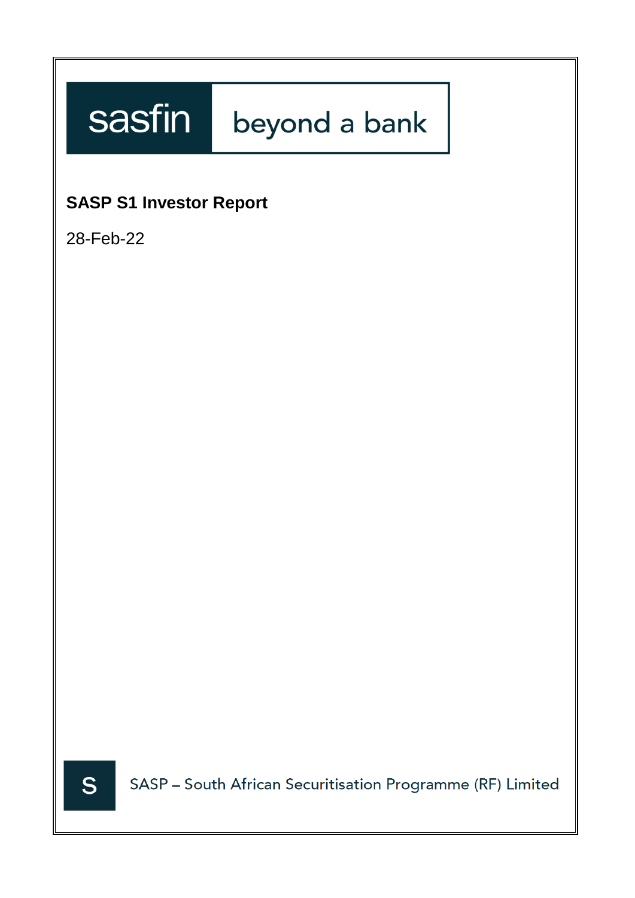sasfin beyond a bank

# SASP S1 Investor Report

28-Feb-22

S

SASP – South African Securitisation Programme (RF) Limited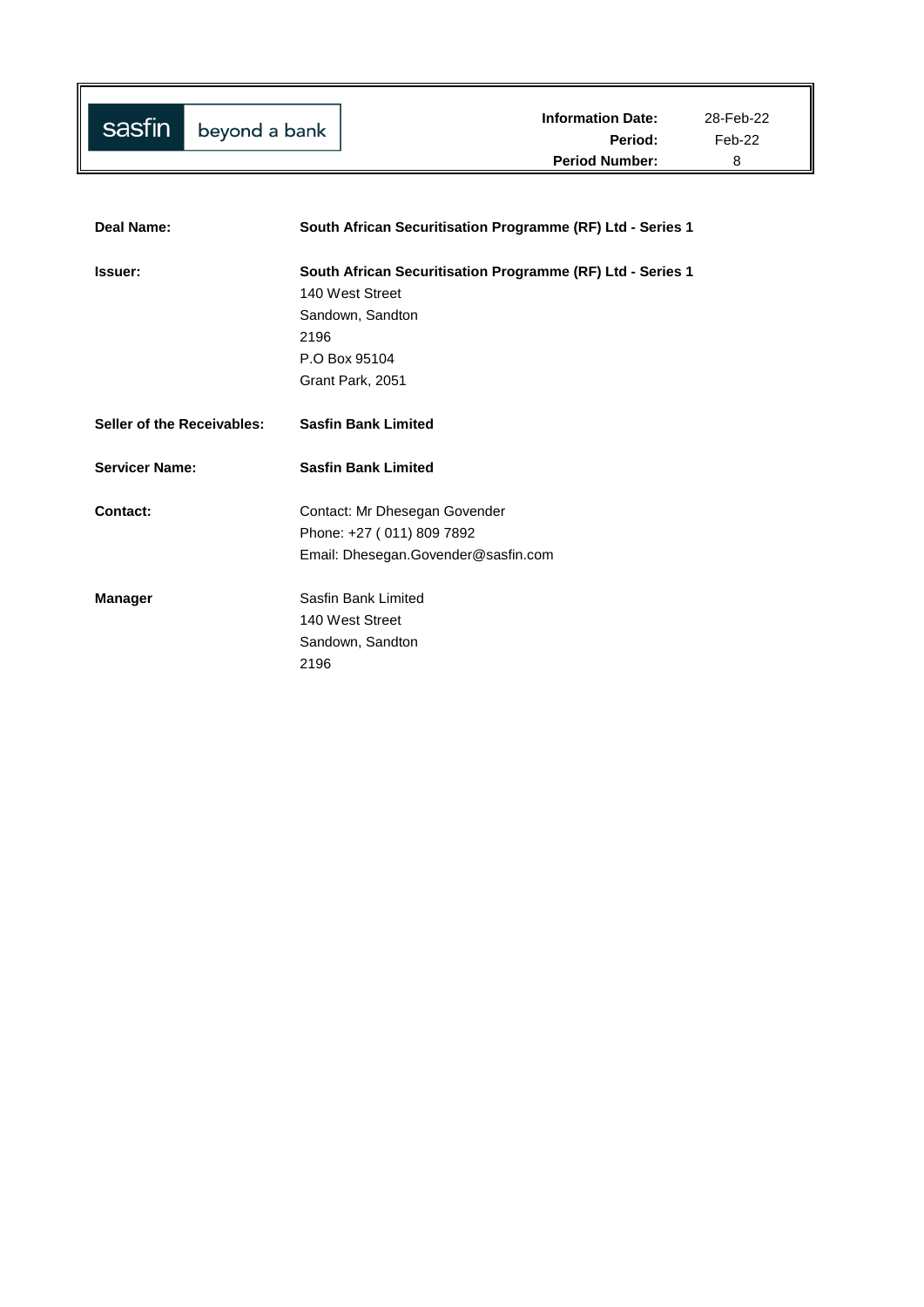sasfin beyond a bank

| | |
|---|---|
| **Information Date:** | 28-Feb-22 |
| **Period:** | Feb-22 |
| **Period Number:** | 8 |

| | |
|---|---|
| **Deal Name:** | **South African Securitisation Programme (RF) Ltd - Series 1** |
| **Issuer:** | **South African Securitisation Programme (RF) Ltd - Series 1**<br>140 West Street<br>Sandown, Sandton<br>2196<br>P.O Box 95104<br>Grant Park, 2051 |
| **Seller of the Receivables:** | **Sasfin Bank Limited** |
| **Servicer Name:** | **Sasfin Bank Limited** |
| **Contact:** | Contact: Mr Dhesegan Govender<br>Phone: +27 ( 011) 809 7892<br>Email: Dhesegan.Govender@sasfin.com |
| **Manager** | Sasfin Bank Limited<br>140 West Street<br>Sandown, Sandton<br>2196 |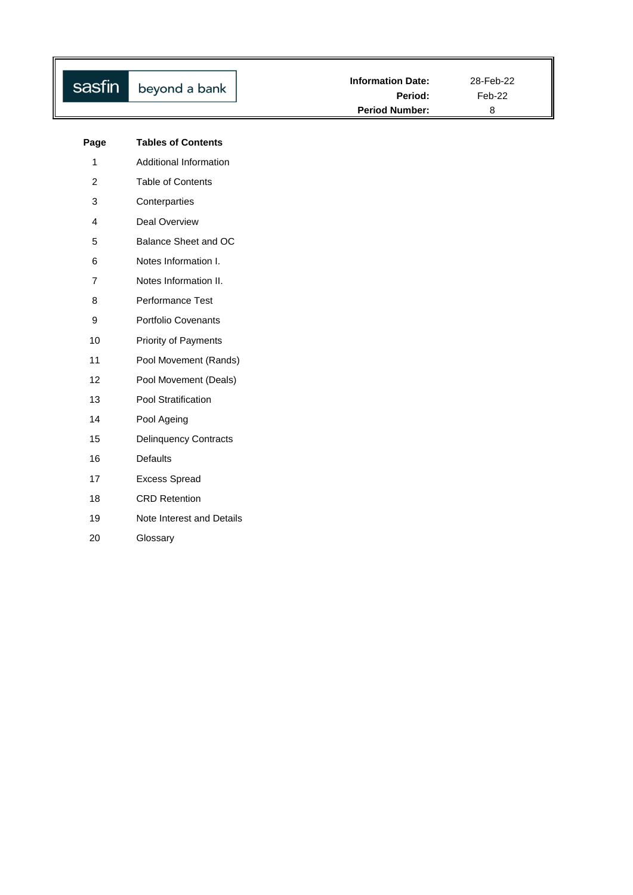| sasfin beyond a bank | Information Date: | 28-Feb-22 |
|---|---|---|
| | Period: | Feb-22 |
| | Period Number: | 8 |

| Page | Tables of Contents |
|---|---|
| 1 | Additional Information |
| 2 | Table of Contents |
| 3 | Conterparties |
| 4 | Deal Overview |
| 5 | Balance Sheet and OC |
| 6 | Notes Information I. |
| 7 | Notes Information II. |
| 8 | Performance Test |
| 9 | Portfolio Covenants |
| 10 | Priority of Payments |
| 11 | Pool Movement (Rands) |
| 12 | Pool Movement (Deals) |
| 13 | Pool Stratification |
| 14 | Pool Ageing |
| 15 | Delinquency Contracts |
| 16 | Defaults |
| 17 | Excess Spread |
| 18 | CRD Retention |
| 19 | Note Interest and Details |
| 20 | Glossary |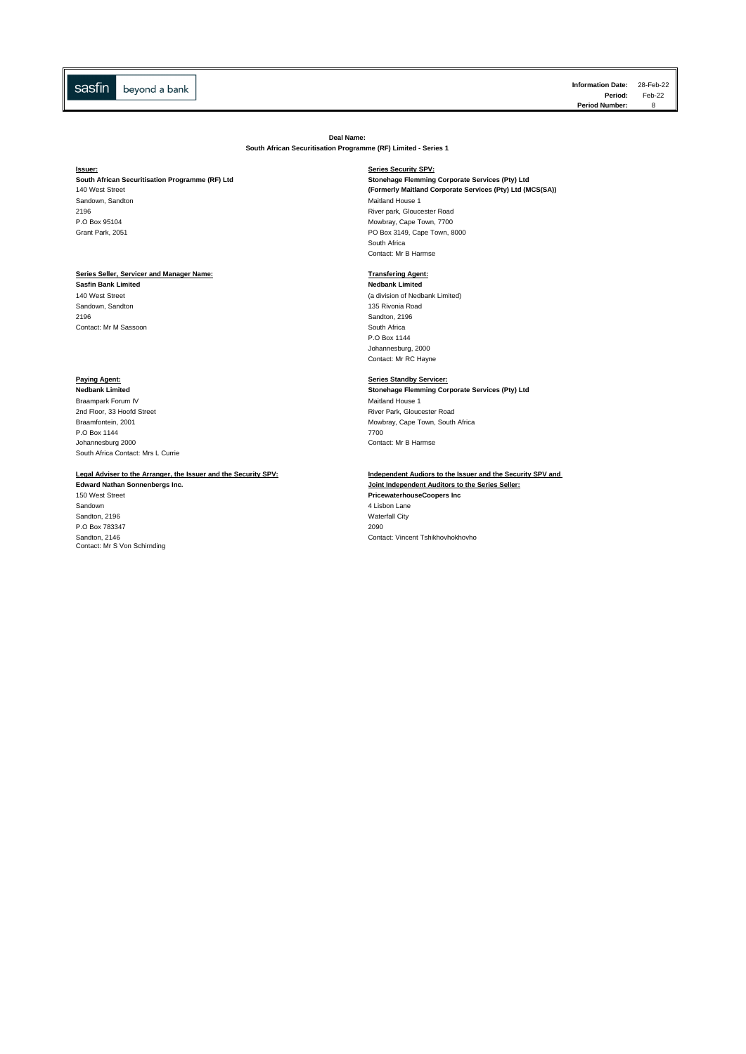sasfin beyond a bank

| | |
|---|---|
| **Information Date:** | 28-Feb-22 |
| **Period:** | Feb-22 |
| **Period Number:** | 8 |

**Deal Name:**
**South African Securitisation Programme (RF) Limited - Series 1**

**Issuer:**
**South African Securitisation Programme (RF) Ltd**
140 West Street
Sandown, Sandton
2196
P.O Box 95104
Grant Park, 2051

**Series Security SPV:**
**Stonehage Flemming Corporate Services (Pty) Ltd**
**(Formerly Maitland Corporate Services (Pty) Ltd (MCS(SA))**
Maitland House 1
River park, Gloucester Road
Mowbray, Cape Town, 7700
PO Box 3149, Cape Town, 8000
South Africa
Contact: Mr B Harmse

**Series Seller, Servicer and Manager Name:**
**Sasfin Bank Limited**
140 West Street
Sandown, Sandton
2196
Contact: Mr M Sassoon

**Transfering Agent:**
**Nedbank Limited**
(a division of Nedbank Limited)
135 Rivonia Road
Sandton, 2196
South Africa
P.O Box 1144
Johannesburg, 2000
Contact: Mr RC Hayne

**Paying Agent:**
**Nedbank Limited**
Braampark Forum IV
2nd Floor, 33 Hoofd Street
Braamfontein, 2001
P.O Box 1144
Johannesburg 2000
South Africa Contact: Mrs L Currie

**Series Standby Servicer:**
**Stonehage Flemming Corporate Services (Pty) Ltd**
Maitland House 1
River Park, Gloucester Road
Mowbray, Cape Town, South Africa
7700
Contact: Mr B Harmse

**Legal Adviser to the Arranger, the Issuer and the Security SPV:**
**Edward Nathan Sonnenbergs Inc.**
150 West Street
Sandown
Sandton, 2196
P.O Box 783347
Sandton, 2146
Contact: Mr S Von Schirnding

**Independent Audiors to the Issuer and the Security SPV and**
**Joint Independent Auditors to the Series Seller:**
**PricewaterhouseCoopers Inc**
4 Lisbon Lane
Waterfall City
2090
Contact: Vincent Tshikhovhokhovho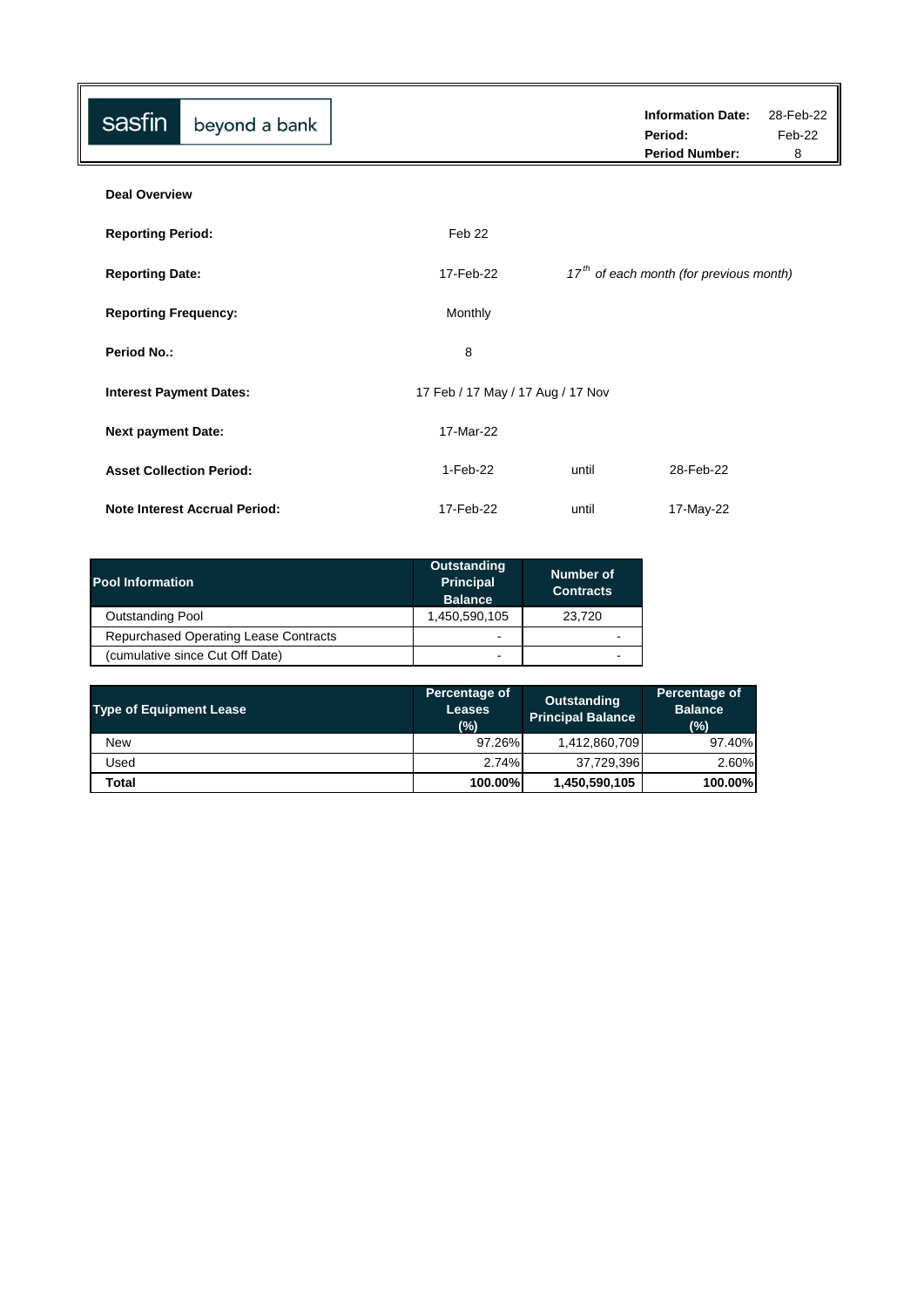sasfin beyond a bank

| Information Date: | 28-Feb-22 |
|---|---|
| Period: | Feb-22 |
| Period Number: | 8 |

**Deal Overview**

| | | | |
|---|---|---|---|
| **Reporting Period:** | Feb 22 | | |
| **Reporting Date:** | 17-Feb-22 | *17th of each month (for previous month)* | |
| **Reporting Frequency:** | Monthly | | |
| **Period No.:** | 8 | | |
| **Interest Payment Dates:** | 17 Feb / 17 May / 17 Aug / 17 Nov | | |
| **Next payment Date:** | 17-Mar-22 | | |
| **Asset Collection Period:** | 1-Feb-22 | until | 28-Feb-22 |
| **Note Interest Accrual Period:** | 17-Feb-22 | until | 17-May-22 |

| Pool Information | Outstanding Principal Balance | Number of Contracts |
|---|---|---|
| Outstanding Pool | 1,450,590,105 | 23,720 |
| Repurchased Operating Lease Contracts | - | - |
| (cumulative since Cut Off Date) | - | - |

| Type of Equipment Lease | Percentage of Leases (%) | Outstanding Principal Balance | Percentage of Balance (%) |
|---|---|---|---|
| New | 97.26% | 1,412,860,709 | 97.40% |
| Used | 2.74% | 37,729,396 | 2.60% |
| **Total** | **100.00%** | **1,450,590,105** | **100.00%** |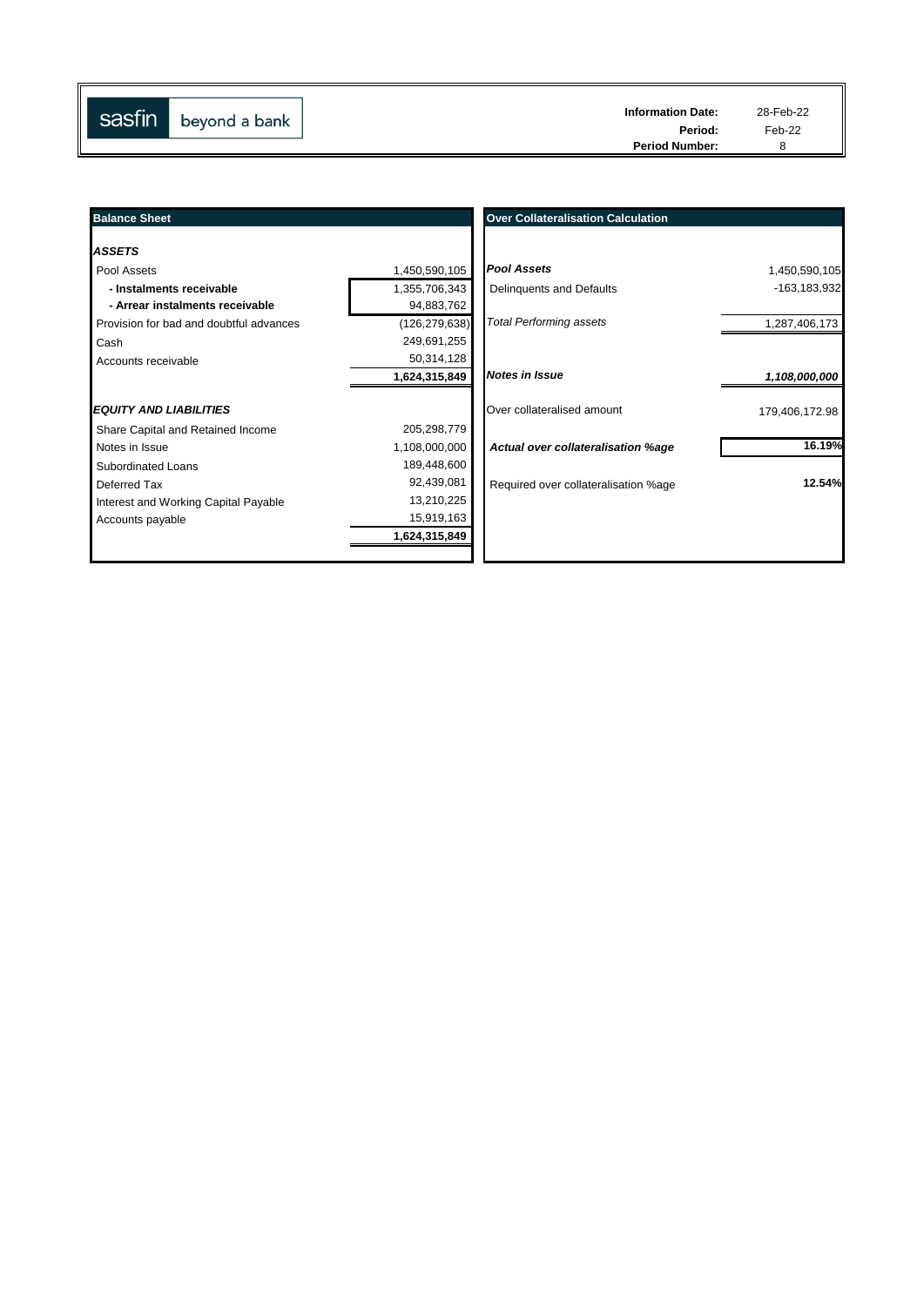sasfin beyond a bank

| | |
|---|---|
| **Information Date:** | 28-Feb-22 |
| **Period:** | Feb-22 |
| **Period Number:** | 8 |

| **Balance Sheet** | |
|---|---|
| ***ASSETS*** | |
| Pool Assets | 1,450,590,105 |
| **- Instalments receivable** | 1,355,706,343 |
| **- Arrear instalments receivable** | 94,883,762 |
| Provision for bad and doubtful advances | (126,279,638) |
| Cash | 249,691,255 |
| Accounts receivable | 50,314,128 |
| | **1,624,315,849** |
| ***EQUITY AND LIABILITIES*** | |
| Share Capital and Retained Income | 205,298,779 |
| Notes in Issue | 1,108,000,000 |
| Subordinated Loans | 189,448,600 |
| Deferred Tax | 92,439,081 |
| Interest and Working Capital Payable | 13,210,225 |
| Accounts payable | 15,919,163 |
| | **1,624,315,849** |

| **Over Collateralisation Calculation** | |
|---|---|
| ***Pool Assets*** | 1,450,590,105 |
| Delinquents and Defaults | -163,183,932 |
| *Total Performing assets* | 1,287,406,173 |
| ***Notes in Issue*** | ***1,108,000,000*** |
| Over collateralised amount | 179,406,172.98 |
| ***Actual over collateralisation %age*** | **16.19%** |
| Required over collateralisation %age | **12.54%** |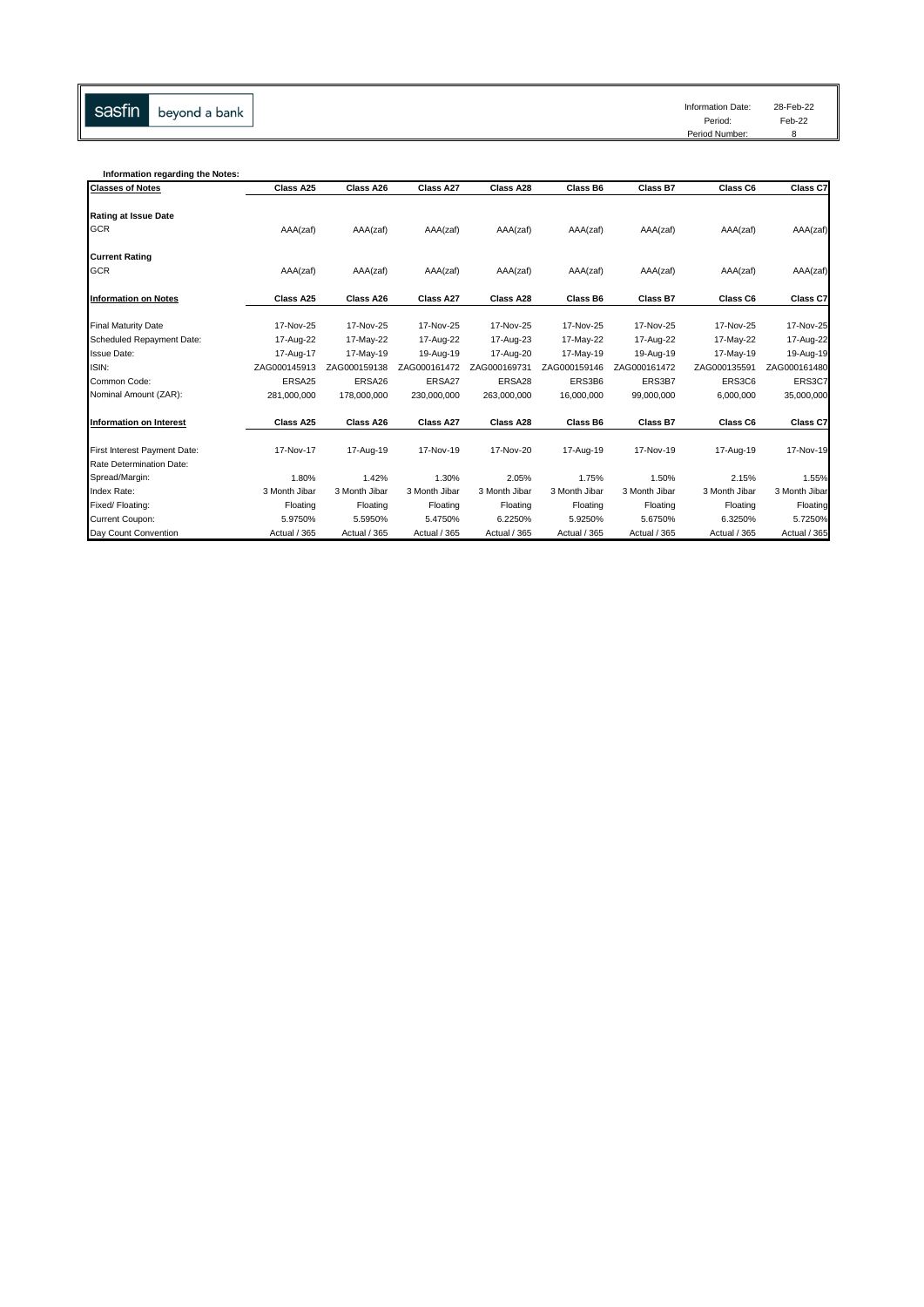sasfin beyond a bank

| Information Date: | 28-Feb-22 |
|---|---|
| Period: | Feb-22 |
| Period Number: | 8 |

**Information regarding the Notes:**

| Classes of Notes | Class A25 | Class A26 | Class A27 | Class A28 | Class B6 | Class B7 | Class C6 | Class C7 |
|---|---|---|---|---|---|---|---|---|
| **Rating at Issue Date** | | | | | | | | |
| GCR | AAA(zaf) | AAA(zaf) | AAA(zaf) | AAA(zaf) | AAA(zaf) | AAA(zaf) | AAA(zaf) | AAA(zaf) |
| **Current Rating** | | | | | | | | |
| GCR | AAA(zaf) | AAA(zaf) | AAA(zaf) | AAA(zaf) | AAA(zaf) | AAA(zaf) | AAA(zaf) | AAA(zaf) |
| **Information on Notes** | **Class A25** | **Class A26** | **Class A27** | **Class A28** | **Class B6** | **Class B7** | **Class C6** | **Class C7** |
| Final Maturity Date | 17-Nov-25 | 17-Nov-25 | 17-Nov-25 | 17-Nov-25 | 17-Nov-25 | 17-Nov-25 | 17-Nov-25 | 17-Nov-25 |
| Scheduled Repayment Date: | 17-Aug-22 | 17-May-22 | 17-Aug-22 | 17-Aug-23 | 17-May-22 | 17-Aug-22 | 17-May-22 | 17-Aug-22 |
| Issue Date: | 17-Aug-17 | 17-May-19 | 19-Aug-19 | 17-Aug-20 | 17-May-19 | 19-Aug-19 | 17-May-19 | 19-Aug-19 |
| ISIN: | ZAG000145913 | ZAG000159138 | ZAG000161472 | ZAG000169731 | ZAG000159146 | ZAG000161472 | ZAG000135591 | ZAG000161480 |
| Common Code: | ERSA25 | ERSA26 | ERSA27 | ERSA28 | ERS3B6 | ERS3B7 | ERS3C6 | ERS3C7 |
| Nominal Amount (ZAR): | 281,000,000 | 178,000,000 | 230,000,000 | 263,000,000 | 16,000,000 | 99,000,000 | 6,000,000 | 35,000,000 |
| **Information on Interest** | **Class A25** | **Class A26** | **Class A27** | **Class A28** | **Class B6** | **Class B7** | **Class C6** | **Class C7** |
| First Interest Payment Date: | 17-Nov-17 | 17-Aug-19 | 17-Nov-19 | 17-Nov-20 | 17-Aug-19 | 17-Nov-19 | 17-Aug-19 | 17-Nov-19 |
| Rate Determination Date: | | | | | | | | |
| Spread/Margin: | 1.80% | 1.42% | 1.30% | 2.05% | 1.75% | 1.50% | 2.15% | 1.55% |
| Index Rate: | 3 Month Jibar | 3 Month Jibar | 3 Month Jibar | 3 Month Jibar | 3 Month Jibar | 3 Month Jibar | 3 Month Jibar | 3 Month Jibar |
| Fixed/ Floating: | Floating | Floating | Floating | Floating | Floating | Floating | Floating | Floating |
| Current Coupon: | 5.9750% | 5.5950% | 5.4750% | 6.2250% | 5.9250% | 5.6750% | 6.3250% | 5.7250% |
| Day Count Convention | Actual / 365 | Actual / 365 | Actual / 365 | Actual / 365 | Actual / 365 | Actual / 365 | Actual / 365 | Actual / 365 |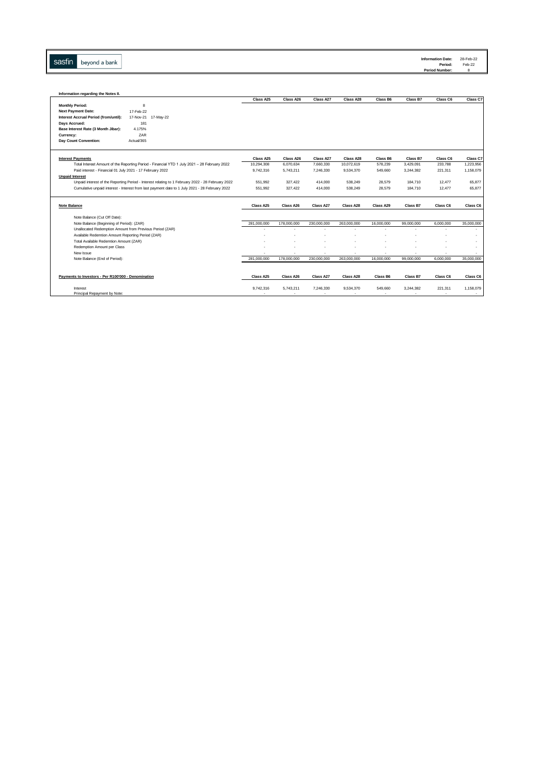sasfin beyond a bank

| | |
|---|---|
| **Information Date:** | 28-Feb-22 |
| **Period:** | Feb-22 |
| **Period Number:** | 8 |

**Information regarding the Notes II.**

| | | Class A25 | Class A26 | Class A27 | Class A28 | Class B6 | Class B7 | Class C6 | Class C7 |
|---|---|---|---|---|---|---|---|---|---|
| **Monthly Period:** | 8 | | | | | | | | |
| **Next Payment Date:** | 17-Feb-22 | | | | | | | | |
| **Interest Accrual Period (from/until):** | 17-Nov-21 17-May-22 | | | | | | | | |
| **Days Accrued:** | 181 | | | | | | | | |
| **Base Interest Rate (3 Month Jibar):** | 4.175% | | | | | | | | |
| **Currency:** | ZAR | | | | | | | | |
| **Day Count Convention:** | Actual/365 | | | | | | | | |

| **Interest Payments** | Class A25 | Class A26 | Class A27 | Class A28 | Class B6 | Class B7 | Class C6 | Class C7 |
|---|---|---|---|---|---|---|---|---|
| Total Interest Amount of the Reporting Period - Financial YTD 1 July 2021 – 28 February 2022 | 10,294,308 | 6,070,634 | 7,660,330 | 10,072,619 | 578,239 | 3,429,091 | 233,788 | 1,223,956 |
| Paid interest - Financial 01 July 2021 - 17 February 2022 | 9,742,316 | 5,743,211 | 7,246,330 | 9,534,370 | 549,660 | 3,244,382 | 221,311 | 1,158,079 |
| **Unpaid Interest** | | | | | | | | |
| Unpaid interest of the Reporting Period - Interest relating to 1 February 2022 - 28 February 2022 | 551,992 | 327,422 | 414,000 | 538,249 | 28,579 | 184,710 | 12,477 | 65,877 |
| Cumulative unpaid interest - Interest from last payment date to 1 July 2021 - 28 February 2022 | 551,992 | 327,422 | 414,000 | 538,249 | 28,579 | 184,710 | 12,477 | 65,877 |

| **Note Balance** | Class A25 | Class A26 | Class A27 | Class A28 | Class A29 | Class B7 | Class C6 | Class C6 |
|---|---|---|---|---|---|---|---|---|
| Note Balance (Cut Off Date): | | | | | | | | |
| Note Balance (Beginning of Period): (ZAR) | 281,000,000 | 178,000,000 | 230,000,000 | 263,000,000 | 16,000,000 | 99,000,000 | 6,000,000 | 35,000,000 |
| Unallocated Redemption Amount from Previous Period (ZAR) | - | - | - | - | - | - | - | - |
| Available Redemtion Amount Reporting Period (ZAR) | - | - | - | - | - | - | - | - |
| Total Available Redemtion Amount (ZAR) | - | - | - | - | - | - | - | - |
| Redemption Amount per Class | - | - | - | - | - | - | - | - |
| New Issue | - | - | - | - | - | - | - | - |
| Note Balance (End of Period): | 281,000,000 | 178,000,000 | 230,000,000 | 263,000,000 | 16,000,000 | 99,000,000 | 6,000,000 | 35,000,000 |

| **Payments to Investors - Per R100'000 - Denomination** | Class A25 | Class A26 | Class A27 | Class A28 | Class B6 | Class B7 | Class C6 | Class C6 |
|---|---|---|---|---|---|---|---|---|
| Interest | 9,742,316 | 5,743,211 | 7,246,330 | 9,534,370 | 549,660 | 3,244,382 | 221,311 | 1,158,079 |
| Principal Repayment by Note: | - | - | - | - | - | - | - | - |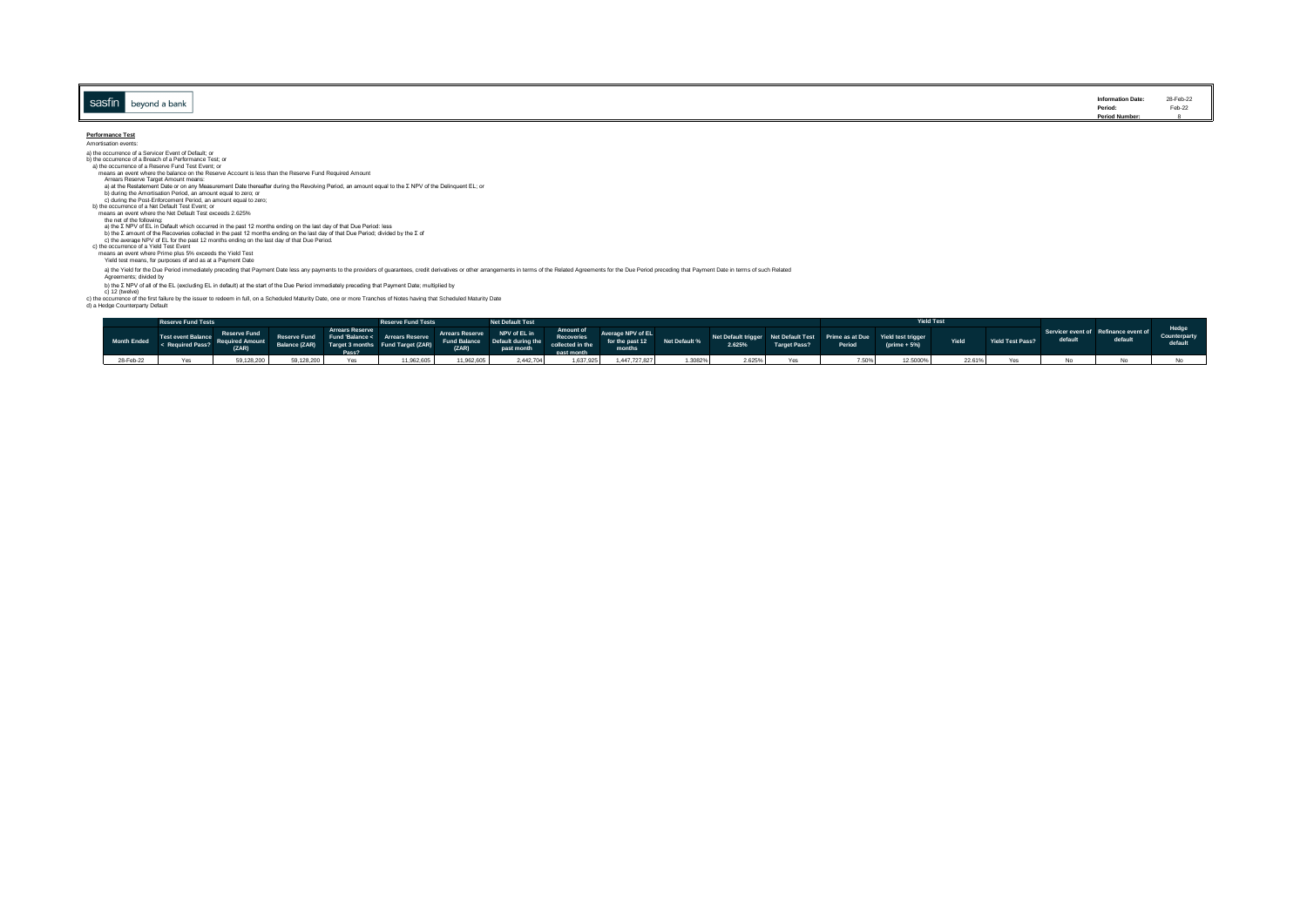sasfin beyond a bank

**Information Date:** 28-Feb-22
**Period:** Feb-22
**Period Number:** 8

**Performance Test**

Amortisation events:

a) the occurrence of a Servicer Event of Default; or
b) the occurrence of a Breach of a Performance Test; or
 a) the occurrence of a Reserve Fund Test Event; or
 means an event where the balance on the Reserve Account is less than the Reserve Fund Required Amount
 Arrears Reserve Target Amount means:
 a) at the Restatement Date or on any Measurement Date thereafter during the Revolving Period, an amount equal to the Σ NPV of the Delinquent EL; or
 b) during the Amortisation Period, an amount equal to zero; or
 c) during the Post-Enforcement Period, an amount equal to zero;
 b) the occurrence of a Net Default Test Event; or
 means an event where the Net Default Test exceeds 2.625%
 the net of the following:
 a) the Σ NPV of EL in Default which occurred in the past 12 months ending on the last day of that Due Period; less
 b) the Σ amount of the Recoveries collected in the past 12 months ending on the last day of that Due Period; divided by the Σ of
 c) the average NPV of EL for the past 12 months ending on the last day of that Due Period.
 c) the occurrence of a Yield Test Event
 means an event where Prime plus 5% exceeds the Yield Test
 Yield test means, for purposes of and as at a Payment Date

 a) the Yield for the Due Period immediately preceding that Payment Date less any payments to the providers of guarantees, credit derivatives or other arrangements in terms of the Related Agreements for the Due Period preceding that Payment Date in terms of such Related Agreements; divided by

 b) the Σ NPV of all of the EL (excluding EL in default) at the start of the Due Period immediately preceding that Payment Date; multiplied by
 c) 12 (twelve)
c) the occurrence of the first failure by the issuer to redeem in full, on a Scheduled Maturity Date, one or more Tranches of Notes having that Scheduled Maturity Date
d) a Hedge Counterparty Default

| | Reserve Fund Tests | | | | Reserve Fund Tests | | Net Default Test | | | | | | Yield Test | | | | | | |
|---|---|---|---|---|---|---|---|---|---|---|---|---|---|---|---|---|---|---|---|
| Month Ended | Test event Balance < Required Pass? | Reserve Fund Required Amount (ZAR) | Reserve Fund Balance (ZAR) | Arrears Reserve Fund 'Balance < Target 3 months Pass? | Arrears Reserve Fund Target (ZAR) | Arrears Reserve Fund Balance (ZAR) | NPV of EL in Default during the past month | Amount of Recoveries collected in the past month | Average NPV of EL for the past 12 months | Net Default % | Net Default trigger 2.625% | Net Default Test Target Pass? | Prime as at Due Period | Yield test trigger (prime + 5%) | Yield | Yield Test Pass? | Servicer event of default | Refinance event of default | Hedge Counterparty default |
| 28-Feb-22 | Yes | 59,128,200 | 59,128,200 | Yes | 11,962,605 | 11,962,605 | 2,442,704 | 1,637,925 | 1,447,727,827 | 1.3082% | 2.625% | Yes | 7.50% | 12.5000% | 22.61% | Yes | No | No | No |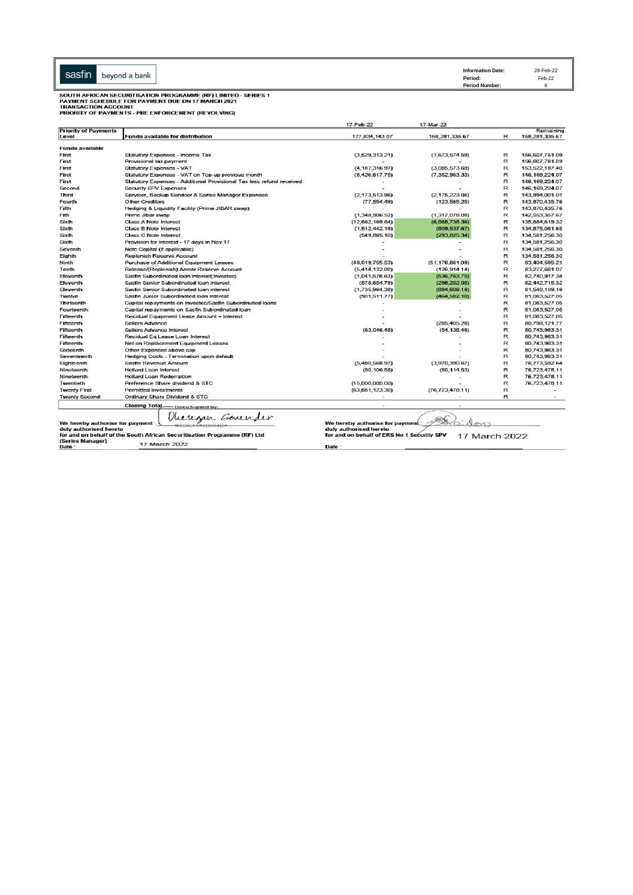sasfin beyond a bank

| Information Date: | 28-Feb-22 |
|---|---|
| Period: | Feb-22 |
| Period Number: | 8 |

**SOUTH AFRICAN SECURITISATION PROGRAMME (RF) LIMITED - SERIES 1**
**PAYMENT SCHEDULE FOR PAYMENT DUE ON 17 MARCH 2021**
**TRANSACTION ACCOUNT**
**PRIORITY OF PAYMENTS - PRE ENFORCEMENT (REVOLVING)**

| Priority of Payments Level | Funds available for distribution | 17-Feb-22 | 17-Mar-22 | | Remaining |
|---|---|---|---|---|---|
| | | 177,834,143.07 | 158,281,335.67 | R | 158,281,335.67 |
| **Funds available** | | | | | |
| First | Statutory Expenses - Income Tax | (3,529,313.21) | (1,673,574.59) | R | 156,607,761.09 |
| First | Provisional tax payment | - | - | R | 156,607,761.09 |
| First | Statutory Expenses - VAT | (4,187,316.97) | (3,085,573.69) | R | 153,522,187.40 |
| First | Statutory Expenses - VAT on Top-up previous month | (8,426,617.75) | (7,352,963.33) | R | 146,169,224.07 |
| First | Statutory Expenses - Additional Provisional Tax less refund received | - | - | R | 146,169,224.07 |
| Second | Security SPV Expenses | - | - | R | 146,169,224.07 |
| Third | Servicer, Backup Servicer & Series Manager Expenses | (2,173,513.96) | (2,175,223.06) | R | 143,994,001.01 |
| Fourth | Other Creditors | (77,554.49) | (123,565.25) | R | 143,870,435.76 |
| Fifth | Hedging & Liquidity Facility (Prime JIBAR swap) | - | - | R | 143,870,435.76 |
| Fifth | Prime Jibar swap | (1,348,906.52) | (1,317,078.08) | R | 142,553,357.67 |
| Sixth | Class A Note Interest | (12,862,169.64) | (6,868,738.36) | R | 135,684,619.32 |
| Sixth | Class B Note Interest | (1,512,442.19) | (809,537.67) | R | 134,875,081.65 |
| Sixth | Class C Note Interest | (549,885.10) | (293,825.34) | R | 134,581,256.30 |
| Sixth | Provision for interest - 17 days in Nov 17 | - | - | R | 134,581,256.30 |
| Seventh | Note Capital (if applicable) | - | - | R | 134,581,256.30 |
| Eighth | Replenish Reserve Account | - | - | R | 134,581,256.30 |
| Ninth | Purchase of Additional Equipment Leases | (49,019,755.53) | (51,176,661.09) | R | 83,404,595.21 |
| Tenth | Release/(Replenish) Arrear Reserve Account | (5,414,132.80) | (126,914.14) | R | 83,277,681.07 |
| Eleventh | Sasfin Subordinated loan interest(Investec) | (1,041,578.63) | (536,763.70) | R | 82,740,917.38 |
| Eleventh | Sasfin Senior Subordinated loan interest | (578,654.79) | (298,202.06) | R | 82,442,715.32 |
| Eleventh | Sasfin Senior Subordinated loan interest | (1,735,964.38) | (894,606.16) | R | 81,548,109.16 |
| Twelve | Sasfin Junior Subordinated loan interest | (901,511.77) | (464,582.10) | R | 81,083,527.06 |
| Thirteenth | Capital repayments on Investec/Sasfin Subordinated loans | - | - | R | 81,083,527.06 |
| Fourteenth | Capital repayments on Sasfin Subordinated loan | - | - | R | 81,083,527.06 |
| Fifteenth | Residual Equipment Lease Amount + Interest | - | - | R | 81,083,527.06 |
| Fifteenth | Sellers Advance | - | (285,405.28) | R | 80,798,121.77 |
| Fifteenth | Sellers Advance Interest | (63,046.48) | (54,138.46) | R | 80,743,983.31 |
| Fifteenth | Residual Eq Lease Loan Interest | - | - | R | 80,743,983.31 |
| Fifteenth | Net on Replacement Equipment Leases | - | - | R | 80,743,983.31 |
| Sixteenth | Other Expenses above cap | - | - | R | 80,743,983.31 |
| Seventeenth | Hedging Costs - Termination upon default | - | - | R | 80,743,983.31 |
| Eighteenth | Sasfin Revenue Amount | (5,490,568.97) | (3,970,390.67) | R | 76,773,592.64 |
| Nineteenth | Hollard Loan Interest | (50,106.58) | (50,114.53) | R | 76,723,478.11 |
| Nineteenth | Hollard Loan Redemption | - | - | R | 76,723,478.11 |
| Twentieth | Preference Share dividend & STC | (15,000,000.00) | - | R | 76,723,478.11 |
| Twenty First | Permitted Investments | (63,881,123.30) | (76,723,478.11) | R | - |
| Twenty Second | Ordinary Share Dividend & STC | - | - | R | - |
| | **Closing Total** | - | - | | |

We hereby authorise for payment : Dhesegan Govender
duly authorised hereto
for and on behalf of the South African Securitisation Programme (RF) Ltd
(Series Manager)
Date : 17 March 2022

We hereby authorise for payment :
duly authorised hereto
for and on behalf of ERS No 1 Security SPV
Date : 17 March 2022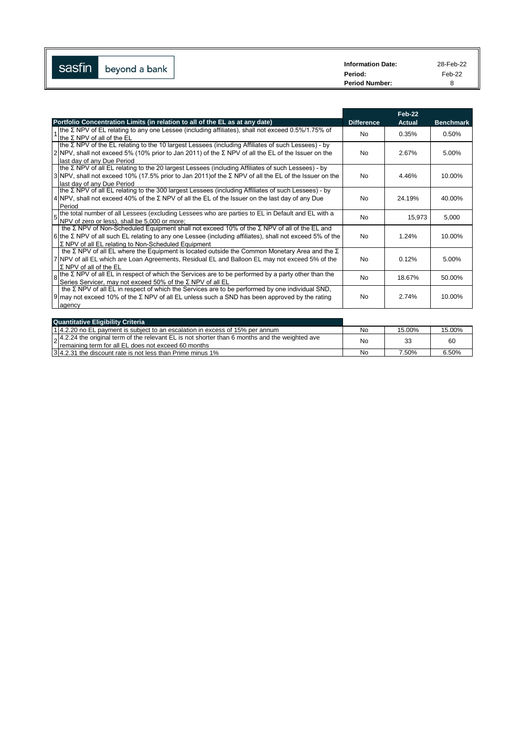sasfin beyond a bank

| | |
|---|---|
| **Information Date:** | 28-Feb-22 |
| **Period:** | Feb-22 |
| **Period Number:** | 8 |

| | **Portfolio Concentration Limits (in relation to all of the EL as at any date)** | **Difference** | **Feb-22 Actual** | **Benchmark** |
|---|---|---|---|---|
| 1 | the Σ NPV of EL relating to any one Lessee (including affiliates), shall not exceed 0.5%/1.75% of the Σ NPV of all of the EL | No | 0.35% | 0.50% |
| 2 | the Σ NPV of the EL relating to the 10 largest Lessees (including Affiliates of such Lessees) - by NPV, shall not exceed 5% (10% prior to Jan 2011) of the Σ NPV of all the EL of the Issuer on the last day of any Due Period | No | 2.67% | 5.00% |
| 3 | the Σ NPV of all EL relating to the 20 largest Lessees (including Affiliates of such Lessees) - by NPV, shall not exceed 10% (17.5% prior to Jan 2011)of the Σ NPV of all the EL of the Issuer on the last day of any Due Period | No | 4.46% | 10.00% |
| 4 | the Σ NPV of all EL relating to the 300 largest Lessees (including Affiliates of such Lessees) - by NPV, shall not exceed 40% of the Σ NPV of all the EL of the Issuer on the last day of any Due Period | No | 24.19% | 40.00% |
| 5 | the total number of all Lessees (excluding Lessees who are parties to EL in Default and EL with a NPV of zero or less), shall be 5,000 or more; | No | 15,973 | 5,000 |
| 6 | the Σ NPV of Non-Scheduled Equipment shall not exceed 10% of the Σ NPV of all of the EL and the Σ NPV of all such EL relating to any one Lessee (including affiliates), shall not exceed 5% of the Σ NPV of all EL relating to Non-Scheduled Equipment | No | 1.24% | 10.00% |
| 7 | the Σ NPV of all EL where the Equipment is located outside the Common Monetary Area and the Σ NPV of all EL which are Loan Agreements, Residual EL and Balloon EL may not exceed 5% of the Σ NPV of all of the EL | No | 0.12% | 5.00% |
| 8 | the Σ NPV of all EL in respect of which the Services are to be performed by a party other than the Series Servicer, may not exceed 50% of the Σ NPV of all EL | No | 18.67% | 50.00% |
| 9 | the Σ NPV of all EL in respect of which the Services are to be performed by one individual SND, may not exceed 10% of the Σ NPV of all EL unless such a SND has been approved by the rating agency | No | 2.74% | 10.00% |

| | **Quantitative Eligibility Criteria** | | | |
|---|---|---|---|---|
| 1 | 4.2.20 no EL payment is subject to an escalation in excess of 15% per annum | No | 15.00% | 15.00% |
| 2 | 4.2.24 the original term of the relevant EL is not shorter than 6 months and the weighted ave remaining term for all EL does not exceed 60 months | No | 33 | 60 |
| 3 | 4.2.31 the discount rate is not less than Prime minus 1% | No | 7.50% | 6.50% |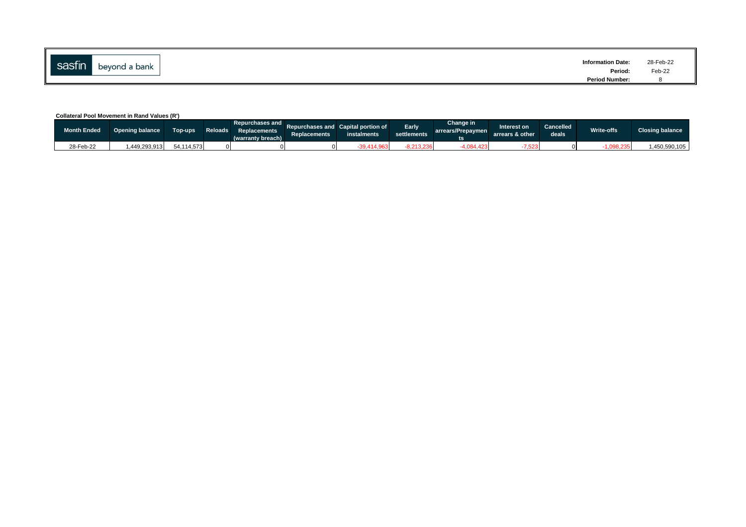sasfin beyond a bank

**Information Date:** 28-Feb-22
**Period:** Feb-22
**Period Number:** 8

**Collateral Pool Movement in Rand Values (R')**

| Month Ended | Opening balance | Top-ups | Reloads | Repurchases and Replacements (warranty breach) | Repurchases and Replacements | Capital portion of instalments | Early settlements | Change in arrears/Prepayments | Interest on arrears & other | Cancelled deals | Write-offs | Closing balance |
|---|---|---|---|---|---|---|---|---|---|---|---|---|
| 28-Feb-22 | 1,449,293,913 | 54,114,573 | 0 | 0 | 0 | -39,414,963 | -8,213,236 | -4,084,423 | -7,523 | 0 | -1,098,235 | 1,450,590,105 |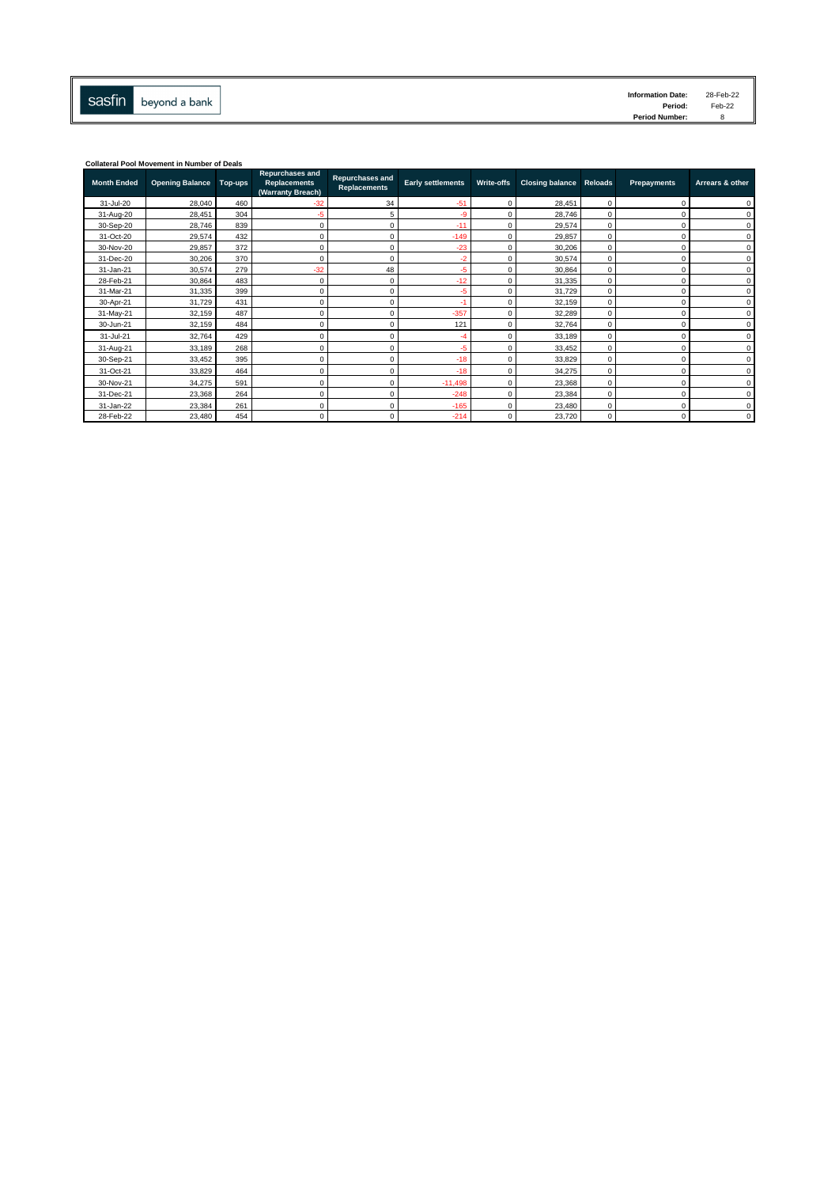sasfin beyond a bank

**Information Date:** 28-Feb-22
**Period:** Feb-22
**Period Number:** 8

**Collateral Pool Movement in Number of Deals**

| Month Ended | Opening Balance | Top-ups | Repurchases and Replacements (Warranty Breach) | Repurchases and Replacements | Early settlements | Write-offs | Closing balance | Reloads | Prepayments | Arrears & other |
|---|---|---|---|---|---|---|---|---|---|---|
| 31-Jul-20 | 28,040 | 460 | -32 | 34 | -51 | 0 | 28,451 | 0 | 0 | 0 |
| 31-Aug-20 | 28,451 | 304 | -5 | 5 | -9 | 0 | 28,746 | 0 | 0 | 0 |
| 30-Sep-20 | 28,746 | 839 | 0 | 0 | -11 | 0 | 29,574 | 0 | 0 | 0 |
| 31-Oct-20 | 29,574 | 432 | 0 | 0 | -149 | 0 | 29,857 | 0 | 0 | 0 |
| 30-Nov-20 | 29,857 | 372 | 0 | 0 | -23 | 0 | 30,206 | 0 | 0 | 0 |
| 31-Dec-20 | 30,206 | 370 | 0 | 0 | -2 | 0 | 30,574 | 0 | 0 | 0 |
| 31-Jan-21 | 30,574 | 279 | -32 | 48 | -5 | 0 | 30,864 | 0 | 0 | 0 |
| 28-Feb-21 | 30,864 | 483 | 0 | 0 | -12 | 0 | 31,335 | 0 | 0 | 0 |
| 31-Mar-21 | 31,335 | 399 | 0 | 0 | -5 | 0 | 31,729 | 0 | 0 | 0 |
| 30-Apr-21 | 31,729 | 431 | 0 | 0 | -1 | 0 | 32,159 | 0 | 0 | 0 |
| 31-May-21 | 32,159 | 487 | 0 | 0 | -357 | 0 | 32,289 | 0 | 0 | 0 |
| 30-Jun-21 | 32,159 | 484 | 0 | 0 | 121 | 0 | 32,764 | 0 | 0 | 0 |
| 31-Jul-21 | 32,764 | 429 | 0 | 0 | -4 | 0 | 33,189 | 0 | 0 | 0 |
| 31-Aug-21 | 33,189 | 268 | 0 | 0 | -5 | 0 | 33,452 | 0 | 0 | 0 |
| 30-Sep-21 | 33,452 | 395 | 0 | 0 | -18 | 0 | 33,829 | 0 | 0 | 0 |
| 31-Oct-21 | 33,829 | 464 | 0 | 0 | -18 | 0 | 34,275 | 0 | 0 | 0 |
| 30-Nov-21 | 34,275 | 591 | 0 | 0 | -11,498 | 0 | 23,368 | 0 | 0 | 0 |
| 31-Dec-21 | 23,368 | 264 | 0 | 0 | -248 | 0 | 23,384 | 0 | 0 | 0 |
| 31-Jan-22 | 23,384 | 261 | 0 | 0 | -165 | 0 | 23,480 | 0 | 0 | 0 |
| 28-Feb-22 | 23,480 | 454 | 0 | 0 | -214 | 0 | 23,720 | 0 | 0 | 0 |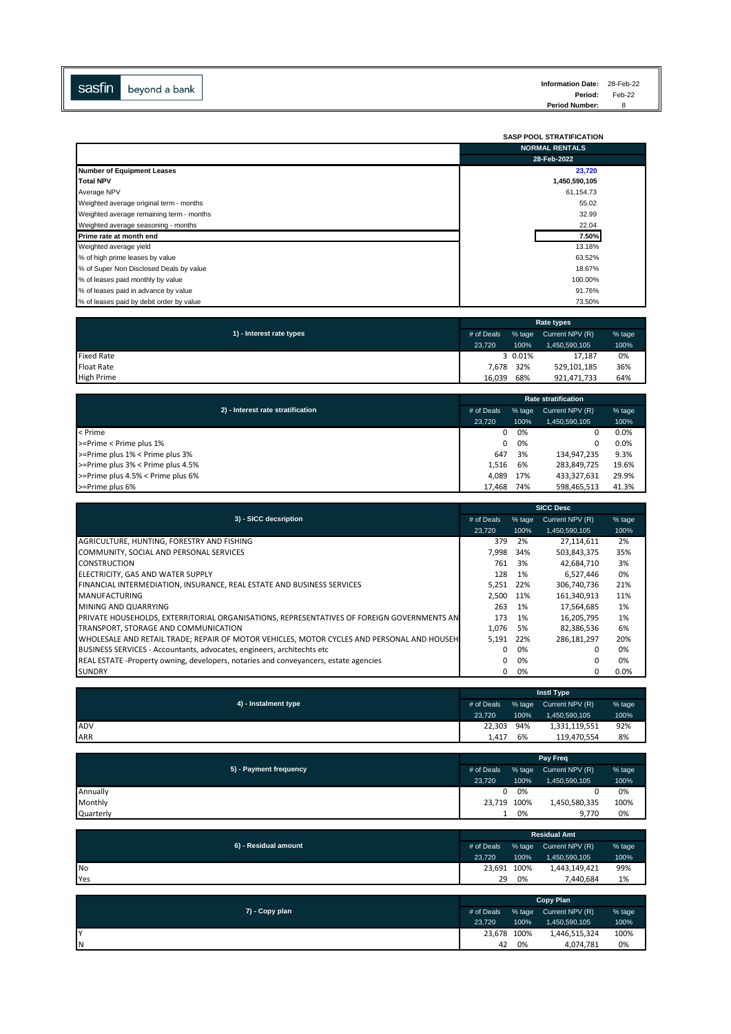sasfin beyond a bank

**Information Date:** 28-Feb-22
**Period:** Feb-22
**Period Number:** 8

## SASP POOL STRATIFICATION

| | NORMAL RENTALS |
|---|---|
| | 28-Feb-2022 |
| **Number of Equipment Leases** | 23,720 |
| **Total NPV** | 1,450,590,105 |
| Average NPV | 61,154.73 |
| Weighted average original term - months | 55.02 |
| Weighted average remaining term - months | 32.99 |
| Weighted average seasoning - months | 22.04 |
| **Prime rate at month end** | 7.50% |
| Weighted average yield | 13.18% |
| % of high prime leases by value | 63.52% |
| % of Super Non Disclosed Deals by value | 18.67% |
| % of leases paid monthly by value | 100.00% |
| % of leases paid in advance by value | 91.76% |
| % of leases paid by debit order by value | 73.50% |

| 1) - Interest rate types | Rate types | | | |
|---|---|---|---|---|
| | # of Deals | % tage | Current NPV (R) | % tage |
| | 23,720 | 100% | 1,450,590,105 | 100% |
| Fixed Rate | 3 | 0.01% | 17,187 | 0% |
| Float Rate | 7,678 | 32% | 529,101,185 | 36% |
| High Prime | 16,039 | 68% | 921,471,733 | 64% |

| 2) - Interest rate stratification | Rate stratification | | | |
|---|---|---|---|---|
| | # of Deals | % tage | Current NPV (R) | % tage |
| | 23,720 | 100% | 1,450,590,105 | 100% |
| < Prime | 0 | 0% | 0 | 0.0% |
| >=Prime < Prime plus 1% | 0 | 0% | 0 | 0.0% |
| >=Prime plus 1% < Prime plus 3% | 647 | 3% | 134,947,235 | 9.3% |
| >=Prime plus 3% < Prime plus 4.5% | 1,516 | 6% | 283,849,725 | 19.6% |
| >=Prime plus 4.5% < Prime plus 6% | 4,089 | 17% | 433,327,631 | 29.9% |
| >=Prime plus 6% | 17,468 | 74% | 598,465,513 | 41.3% |

| 3) - SICC decsription | SICC Desc | | | |
|---|---|---|---|---|
| | # of Deals | % tage | Current NPV (R) | % tage |
| | 23,720 | 100% | 1,450,590,105 | 100% |
| AGRICULTURE, HUNTING, FORESTRY AND FISHING | 379 | 2% | 27,114,611 | 2% |
| COMMUNITY, SOCIAL AND PERSONAL SERVICES | 7,998 | 34% | 503,843,375 | 35% |
| CONSTRUCTION | 761 | 3% | 42,684,710 | 3% |
| ELECTRICITY, GAS AND WATER SUPPLY | 128 | 1% | 6,527,446 | 0% |
| FINANCIAL INTERMEDIATION, INSURANCE, REAL ESTATE AND BUSINESS SERVICES | 5,251 | 22% | 306,740,736 | 21% |
| MANUFACTURING | 2,500 | 11% | 161,340,913 | 11% |
| MINING AND QUARRYING | 263 | 1% | 17,564,685 | 1% |
| PRIVATE HOUSEHOLDS, EXTERRITORIAL ORGANISATIONS, REPRESENTATIVES OF FOREIGN GOVERNMENTS AN | 173 | 1% | 16,205,795 | 1% |
| TRANSPORT, STORAGE AND COMMUNICATION | 1,076 | 5% | 82,386,536 | 6% |
| WHOLESALE AND RETAIL TRADE; REPAIR OF MOTOR VEHICLES, MOTOR CYCLES AND PERSONAL AND HOUSEH | 5,191 | 22% | 286,181,297 | 20% |
| BUSINESS SERVICES - Accountants, advocates, engineers, architechts etc | 0 | 0% | 0 | 0% |
| REAL ESTATE -Property owning, developers, notaries and conveyancers, estate agencies | 0 | 0% | 0 | 0% |
| SUNDRY | 0 | 0% | 0 | 0.0% |

| 4) - Instalment type | Instl Type | | | |
|---|---|---|---|---|
| | # of Deals | % tage | Current NPV (R) | % tage |
| | 23,720 | 100% | 1,450,590,105 | 100% |
| ADV | 22,303 | 94% | 1,331,119,551 | 92% |
| ARR | 1,417 | 6% | 119,470,554 | 8% |

| 5) - Payment frequency | Pay Freq | | | |
|---|---|---|---|---|
| | # of Deals | % tage | Current NPV (R) | % tage |
| | 23,720 | 100% | 1,450,590,105 | 100% |
| Annually | 0 | 0% | 0 | 0% |
| Monthly | 23,719 | 100% | 1,450,580,335 | 100% |
| Quarterly | 1 | 0% | 9,770 | 0% |

| 6) - Residual amount | Residual Amt | | | |
|---|---|---|---|---|
| | # of Deals | % tage | Current NPV (R) | % tage |
| | 23,720 | 100% | 1,450,590,105 | 100% |
| No | 23,691 | 100% | 1,443,149,421 | 99% |
| Yes | 29 | 0% | 7,440,684 | 1% |

| 7) - Copy plan | Copy Plan | | | |
|---|---|---|---|---|
| | # of Deals | % tage | Current NPV (R) | % tage |
| | 23,720 | 100% | 1,450,590,105 | 100% |
| Y | 23,678 | 100% | 1,446,515,324 | 100% |
| N | 42 | 0% | 4,074,781 | 0% |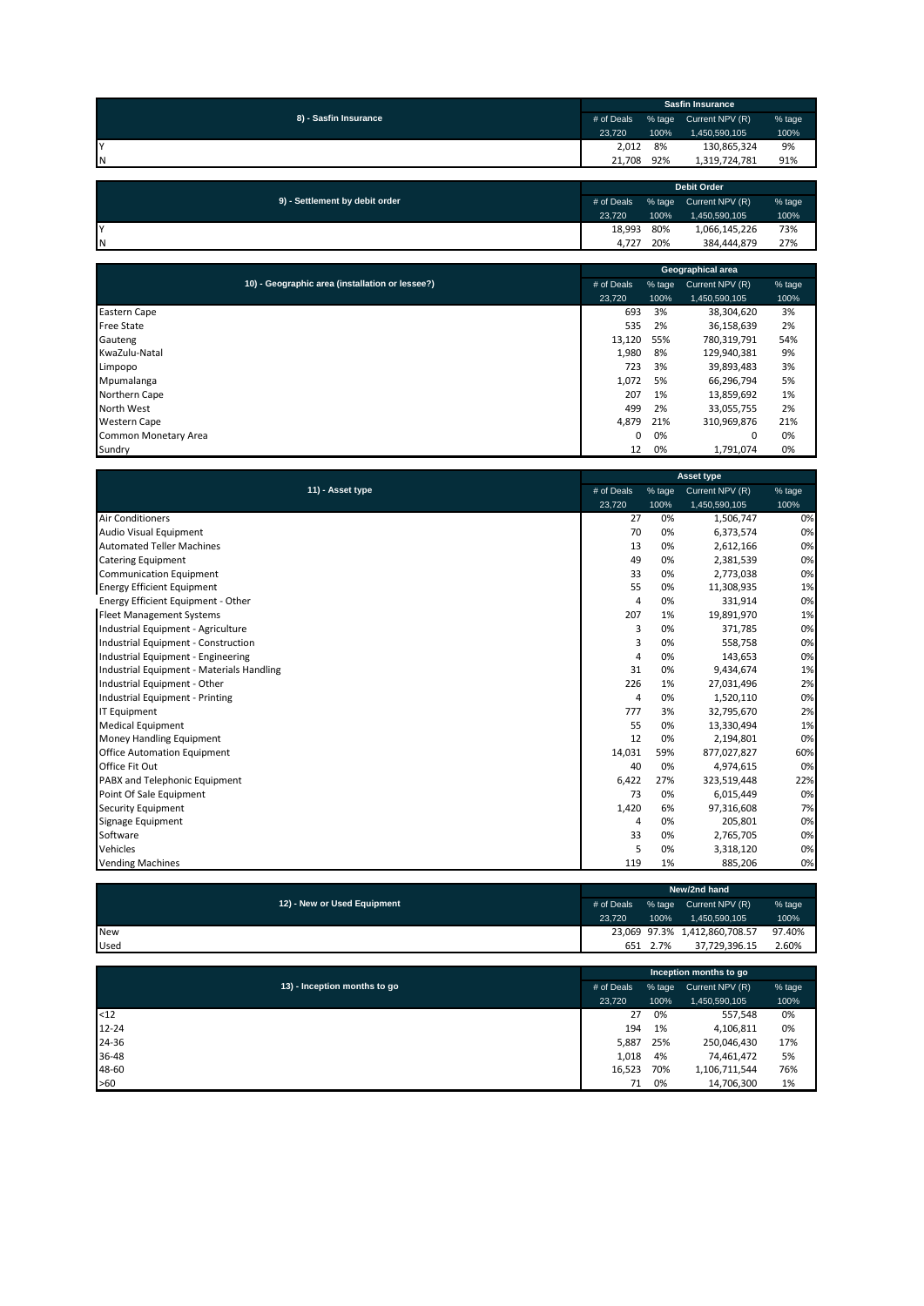| 8) - Sasfin Insurance | Sasfin Insurance | | | |
|---|---|---|---|---|
| | # of Deals | % tage | Current NPV (R) | % tage |
| | 23,720 | 100% | 1,450,590,105 | 100% |
| Y | 2,012 | 8% | 130,865,324 | 9% |
| N | 21,708 | 92% | 1,319,724,781 | 91% |

| 9) - Settlement by debit order | Debit Order | | | |
|---|---|---|---|---|
| | # of Deals | % tage | Current NPV (R) | % tage |
| | 23,720 | 100% | 1,450,590,105 | 100% |
| Y | 18,993 | 80% | 1,066,145,226 | 73% |
| N | 4,727 | 20% | 384,444,879 | 27% |

| 10) - Geographic area (installation or lessee?) | Geographical area | | | |
|---|---|---|---|---|
| | # of Deals | % tage | Current NPV (R) | % tage |
| | 23,720 | 100% | 1,450,590,105 | 100% |
| Eastern Cape | 693 | 3% | 38,304,620 | 3% |
| Free State | 535 | 2% | 36,158,639 | 2% |
| Gauteng | 13,120 | 55% | 780,319,791 | 54% |
| KwaZulu-Natal | 1,980 | 8% | 129,940,381 | 9% |
| Limpopo | 723 | 3% | 39,893,483 | 3% |
| Mpumalanga | 1,072 | 5% | 66,296,794 | 5% |
| Northern Cape | 207 | 1% | 13,859,692 | 1% |
| North West | 499 | 2% | 33,055,755 | 2% |
| Western Cape | 4,879 | 21% | 310,969,876 | 21% |
| Common Monetary Area | 0 | 0% | 0 | 0% |
| Sundry | 12 | 0% | 1,791,074 | 0% |

| 11) - Asset type | Asset type | | | |
|---|---|---|---|---|
| | # of Deals | % tage | Current NPV (R) | % tage |
| | 23,720 | 100% | 1,450,590,105 | 100% |
| Air Conditioners | 27 | 0% | 1,506,747 | 0% |
| Audio Visual Equipment | 70 | 0% | 6,373,574 | 0% |
| Automated Teller Machines | 13 | 0% | 2,612,166 | 0% |
| Catering Equipment | 49 | 0% | 2,381,539 | 0% |
| Communication Equipment | 33 | 0% | 2,773,038 | 0% |
| Energy Efficient Equipment | 55 | 0% | 11,308,935 | 1% |
| Energy Efficient Equipment - Other | 4 | 0% | 331,914 | 0% |
| Fleet Management Systems | 207 | 1% | 19,891,970 | 1% |
| Industrial Equipment - Agriculture | 3 | 0% | 371,785 | 0% |
| Industrial Equipment - Construction | 3 | 0% | 558,758 | 0% |
| Industrial Equipment - Engineering | 4 | 0% | 143,653 | 0% |
| Industrial Equipment - Materials Handling | 31 | 0% | 9,434,674 | 1% |
| Industrial Equipment - Other | 226 | 1% | 27,031,496 | 2% |
| Industrial Equipment - Printing | 4 | 0% | 1,520,110 | 0% |
| IT Equipment | 777 | 3% | 32,795,670 | 2% |
| Medical Equipment | 55 | 0% | 13,330,494 | 1% |
| Money Handling Equipment | 12 | 0% | 2,194,801 | 0% |
| Office Automation Equipment | 14,031 | 59% | 877,027,827 | 60% |
| Office Fit Out | 40 | 0% | 4,974,615 | 0% |
| PABX and Telephonic Equipment | 6,422 | 27% | 323,519,448 | 22% |
| Point Of Sale Equipment | 73 | 0% | 6,015,449 | 0% |
| Security Equipment | 1,420 | 6% | 97,316,608 | 7% |
| Signage Equipment | 4 | 0% | 205,801 | 0% |
| Software | 33 | 0% | 2,765,705 | 0% |
| Vehicles | 5 | 0% | 3,318,120 | 0% |
| Vending Machines | 119 | 1% | 885,206 | 0% |

| 12) - New or Used Equipment | New/2nd hand | | | |
|---|---|---|---|---|
| | # of Deals | % tage | Current NPV (R) | % tage |
| | 23,720 | 100% | 1,450,590,105 | 100% |
| New | 23,069 | 97.3% | 1,412,860,708.57 | 97.40% |
| Used | 651 | 2.7% | 37,729,396.15 | 2.60% |

| 13) - Inception months to go | Inception months to go | | | |
|---|---|---|---|---|
| | # of Deals | % tage | Current NPV (R) | % tage |
| | 23,720 | 100% | 1,450,590,105 | 100% |
| <12 | 27 | 0% | 557,548 | 0% |
| 12-24 | 194 | 1% | 4,106,811 | 0% |
| 24-36 | 5,887 | 25% | 250,046,430 | 17% |
| 36-48 | 1,018 | 4% | 74,461,472 | 5% |
| 48-60 | 16,523 | 70% | 1,106,711,544 | 76% |
| >60 | 71 | 0% | 14,706,300 | 1% |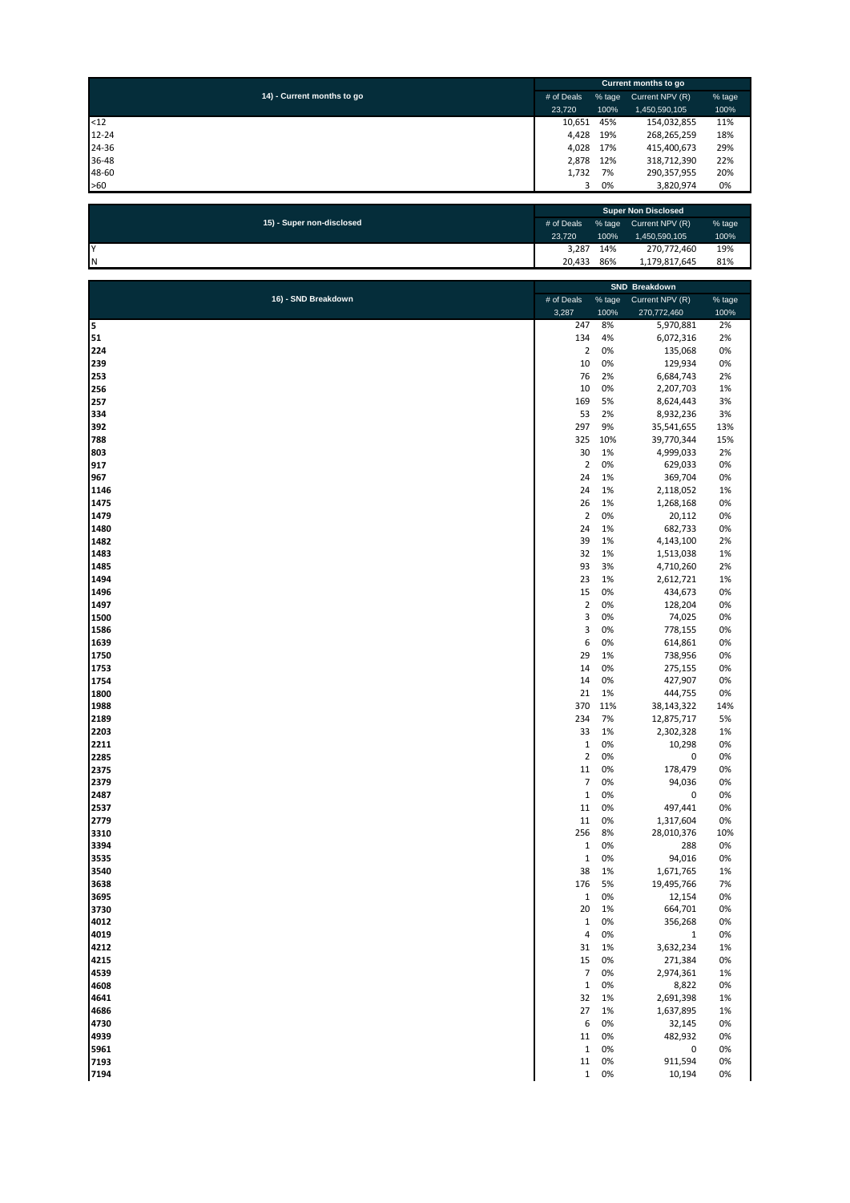| 14) - Current months to go | Current months to go | | | |
|---|---|---|---|---|
| | # of Deals | % tage | Current NPV (R) | % tage |
| | 23,720 | 100% | 1,450,590,105 | 100% |
| <12 | 10,651 | 45% | 154,032,855 | 11% |
| 12-24 | 4,428 | 19% | 268,265,259 | 18% |
| 24-36 | 4,028 | 17% | 415,400,673 | 29% |
| 36-48 | 2,878 | 12% | 318,712,390 | 22% |
| 48-60 | 1,732 | 7% | 290,357,955 | 20% |
| >60 | 3 | 0% | 3,820,974 | 0% |

| 15) - Super non-disclosed | Super Non Disclosed | | | |
|---|---|---|---|---|
| | # of Deals | % tage | Current NPV (R) | % tage |
| | 23,720 | 100% | 1,450,590,105 | 100% |
| Y | 3,287 | 14% | 270,772,460 | 19% |
| N | 20,433 | 86% | 1,179,817,645 | 81% |

| 16) - SND Breakdown | SND Breakdown | | | |
|---|---|---|---|---|
| | # of Deals | % tage | Current NPV (R) | % tage |
| | 3,287 | 100% | 270,772,460 | 100% |
| **5** | 247 | 8% | 5,970,881 | 2% |
| **51** | 134 | 4% | 6,072,316 | 2% |
| **224** | 2 | 0% | 135,068 | 0% |
| **239** | 10 | 0% | 129,934 | 0% |
| **253** | 76 | 2% | 6,684,743 | 2% |
| **256** | 10 | 0% | 2,207,703 | 1% |
| **257** | 169 | 5% | 8,624,443 | 3% |
| **334** | 53 | 2% | 8,932,236 | 3% |
| **392** | 297 | 9% | 35,541,655 | 13% |
| **788** | 325 | 10% | 39,770,344 | 15% |
| **803** | 30 | 1% | 4,999,033 | 2% |
| **917** | 2 | 0% | 629,033 | 0% |
| **967** | 24 | 1% | 369,704 | 0% |
| **1146** | 24 | 1% | 2,118,052 | 1% |
| **1475** | 26 | 1% | 1,268,168 | 0% |
| **1479** | 2 | 0% | 20,112 | 0% |
| **1480** | 24 | 1% | 682,733 | 0% |
| **1482** | 39 | 1% | 4,143,100 | 2% |
| **1483** | 32 | 1% | 1,513,038 | 1% |
| **1485** | 93 | 3% | 4,710,260 | 2% |
| **1494** | 23 | 1% | 2,612,721 | 1% |
| **1496** | 15 | 0% | 434,673 | 0% |
| **1497** | 2 | 0% | 128,204 | 0% |
| **1500** | 3 | 0% | 74,025 | 0% |
| **1586** | 3 | 0% | 778,155 | 0% |
| **1639** | 6 | 0% | 614,861 | 0% |
| **1750** | 29 | 1% | 738,956 | 0% |
| **1753** | 14 | 0% | 275,155 | 0% |
| **1754** | 14 | 0% | 427,907 | 0% |
| **1800** | 21 | 1% | 444,755 | 0% |
| **1988** | 370 | 11% | 38,143,322 | 14% |
| **2189** | 234 | 7% | 12,875,717 | 5% |
| **2203** | 33 | 1% | 2,302,328 | 1% |
| **2211** | 1 | 0% | 10,298 | 0% |
| **2285** | 2 | 0% | 0 | 0% |
| **2375** | 11 | 0% | 178,479 | 0% |
| **2379** | 7 | 0% | 94,036 | 0% |
| **2487** | 1 | 0% | 0 | 0% |
| **2537** | 11 | 0% | 497,441 | 0% |
| **2779** | 11 | 0% | 1,317,604 | 0% |
| **3310** | 256 | 8% | 28,010,376 | 10% |
| **3394** | 1 | 0% | 288 | 0% |
| **3535** | 1 | 0% | 94,016 | 0% |
| **3540** | 38 | 1% | 1,671,765 | 1% |
| **3638** | 176 | 5% | 19,495,766 | 7% |
| **3695** | 1 | 0% | 12,154 | 0% |
| **3730** | 20 | 1% | 664,701 | 0% |
| **4012** | 1 | 0% | 356,268 | 0% |
| **4019** | 4 | 0% | 1 | 0% |
| **4212** | 31 | 1% | 3,632,234 | 1% |
| **4215** | 15 | 0% | 271,384 | 0% |
| **4539** | 7 | 0% | 2,974,361 | 1% |
| **4608** | 1 | 0% | 8,822 | 0% |
| **4641** | 32 | 1% | 2,691,398 | 1% |
| **4686** | 27 | 1% | 1,637,895 | 1% |
| **4730** | 6 | 0% | 32,145 | 0% |
| **4939** | 11 | 0% | 482,932 | 0% |
| **5961** | 1 | 0% | 0 | 0% |
| **7193** | 11 | 0% | 911,594 | 0% |
| **7194** | 1 | 0% | 10,194 | 0% |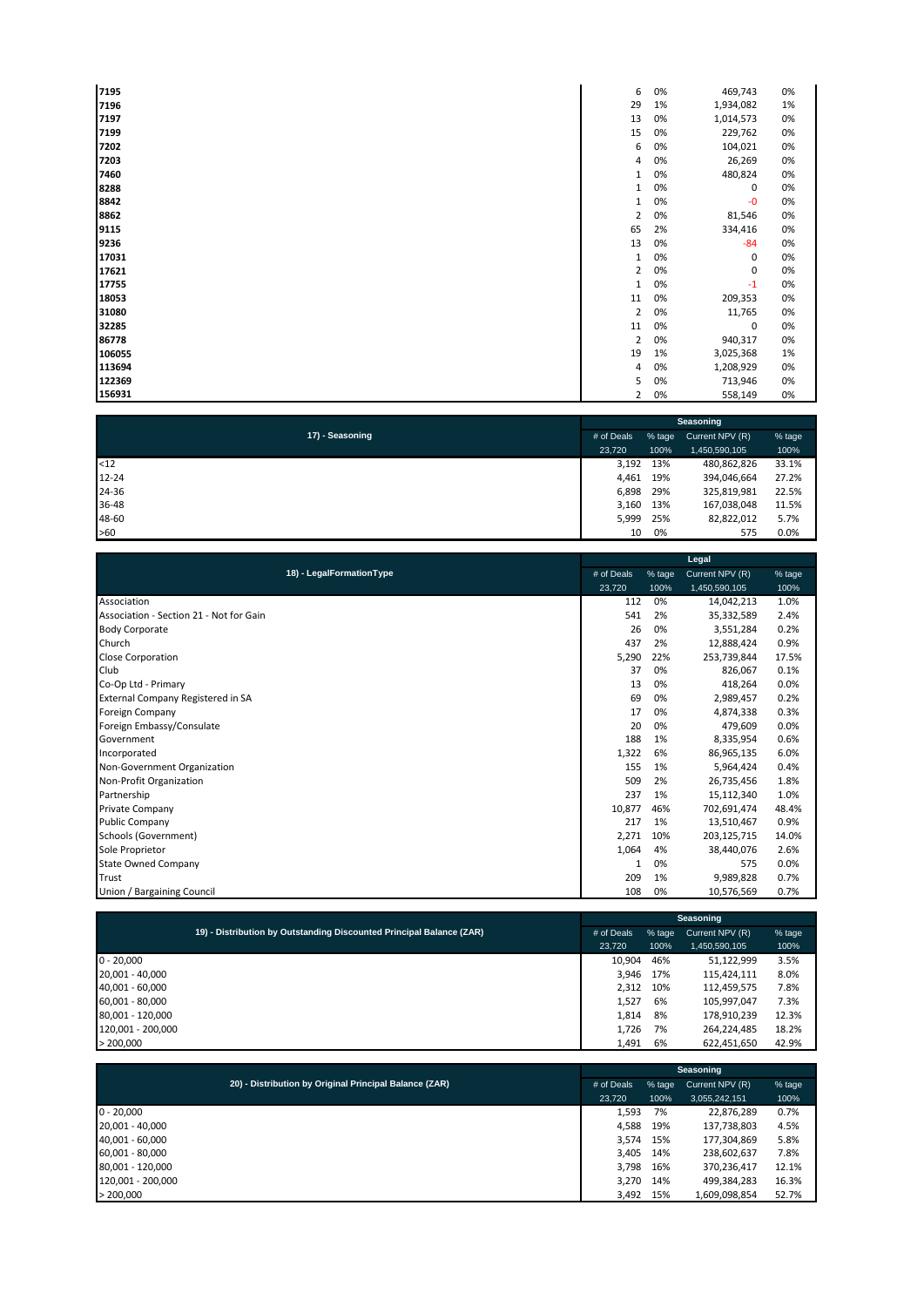| | | | | |
|---|---|---|---|---|
| 7195 | 6 | 0% | 469,743 | 0% |
| 7196 | 29 | 1% | 1,934,082 | 1% |
| 7197 | 13 | 0% | 1,014,573 | 0% |
| 7199 | 15 | 0% | 229,762 | 0% |
| 7202 | 6 | 0% | 104,021 | 0% |
| 7203 | 4 | 0% | 26,269 | 0% |
| 7460 | 1 | 0% | 480,824 | 0% |
| 8288 | 1 | 0% | 0 | 0% |
| 8842 | 1 | 0% | -0 | 0% |
| 8862 | 2 | 0% | 81,546 | 0% |
| 9115 | 65 | 2% | 334,416 | 0% |
| 9236 | 13 | 0% | -84 | 0% |
| 17031 | 1 | 0% | 0 | 0% |
| 17621 | 2 | 0% | 0 | 0% |
| 17755 | 1 | 0% | -1 | 0% |
| 18053 | 11 | 0% | 209,353 | 0% |
| 31080 | 2 | 0% | 11,765 | 0% |
| 32285 | 11 | 0% | 0 | 0% |
| 86778 | 2 | 0% | 940,317 | 0% |
| 106055 | 19 | 1% | 3,025,368 | 1% |
| 113694 | 4 | 0% | 1,208,929 | 0% |
| 122369 | 5 | 0% | 713,946 | 0% |
| 156931 | 2 | 0% | 558,149 | 0% |

| 17) - Seasoning | Seasoning | | | |
|---|---|---|---|---|
| | # of Deals | % tage | Current NPV (R) | % tage |
| | 23,720 | 100% | 1,450,590,105 | 100% |
| <12 | 3,192 | 13% | 480,862,826 | 33.1% |
| 12-24 | 4,461 | 19% | 394,046,664 | 27.2% |
| 24-36 | 6,898 | 29% | 325,819,981 | 22.5% |
| 36-48 | 3,160 | 13% | 167,038,048 | 11.5% |
| 48-60 | 5,999 | 25% | 82,822,012 | 5.7% |
| >60 | 10 | 0% | 575 | 0.0% |

| 18) - LegalFormationType | Legal | | | |
|---|---|---|---|---|
| | # of Deals | % tage | Current NPV (R) | % tage |
| | 23,720 | 100% | 1,450,590,105 | 100% |
| Association | 112 | 0% | 14,042,213 | 1.0% |
| Association - Section 21 - Not for Gain | 541 | 2% | 35,332,589 | 2.4% |
| Body Corporate | 26 | 0% | 3,551,284 | 0.2% |
| Church | 437 | 2% | 12,888,424 | 0.9% |
| Close Corporation | 5,290 | 22% | 253,739,844 | 17.5% |
| Club | 37 | 0% | 826,067 | 0.1% |
| Co-Op Ltd - Primary | 13 | 0% | 418,264 | 0.0% |
| External Company Registered in SA | 69 | 0% | 2,989,457 | 0.2% |
| Foreign Company | 17 | 0% | 4,874,338 | 0.3% |
| Foreign Embassy/Consulate | 20 | 0% | 479,609 | 0.0% |
| Government | 188 | 1% | 8,335,954 | 0.6% |
| Incorporated | 1,322 | 6% | 86,965,135 | 6.0% |
| Non-Government Organization | 155 | 1% | 5,964,424 | 0.4% |
| Non-Profit Organization | 509 | 2% | 26,735,456 | 1.8% |
| Partnership | 237 | 1% | 15,112,340 | 1.0% |
| Private Company | 10,877 | 46% | 702,691,474 | 48.4% |
| Public Company | 217 | 1% | 13,510,467 | 0.9% |
| Schools (Government) | 2,271 | 10% | 203,125,715 | 14.0% |
| Sole Proprietor | 1,064 | 4% | 38,440,076 | 2.6% |
| State Owned Company | 1 | 0% | 575 | 0.0% |
| Trust | 209 | 1% | 9,989,828 | 0.7% |
| Union / Bargaining Council | 108 | 0% | 10,576,569 | 0.7% |

| 19) - Distribution by Outstanding Discounted Principal Balance (ZAR) | Seasoning | | | |
|---|---|---|---|---|
| | # of Deals | % tage | Current NPV (R) | % tage |
| | 23,720 | 100% | 1,450,590,105 | 100% |
| 0 - 20,000 | 10,904 | 46% | 51,122,999 | 3.5% |
| 20,001 - 40,000 | 3,946 | 17% | 115,424,111 | 8.0% |
| 40,001 - 60,000 | 2,312 | 10% | 112,459,575 | 7.8% |
| 60,001 - 80,000 | 1,527 | 6% | 105,997,047 | 7.3% |
| 80,001 - 120,000 | 1,814 | 8% | 178,910,239 | 12.3% |
| 120,001 - 200,000 | 1,726 | 7% | 264,224,485 | 18.2% |
| > 200,000 | 1,491 | 6% | 622,451,650 | 42.9% |

| 20) - Distribution by Original Principal Balance (ZAR) | Seasoning | | | |
|---|---|---|---|---|
| | # of Deals | % tage | Current NPV (R) | % tage |
| | 23,720 | 100% | 3,055,242,151 | 100% |
| 0 - 20,000 | 1,593 | 7% | 22,876,289 | 0.7% |
| 20,001 - 40,000 | 4,588 | 19% | 137,738,803 | 4.5% |
| 40,001 - 60,000 | 3,574 | 15% | 177,304,869 | 5.8% |
| 60,001 - 80,000 | 3,405 | 14% | 238,602,637 | 7.8% |
| 80,001 - 120,000 | 3,798 | 16% | 370,236,417 | 12.1% |
| 120,001 - 200,000 | 3,270 | 14% | 499,384,283 | 16.3% |
| > 200,000 | 3,492 | 15% | 1,609,098,854 | 52.7% |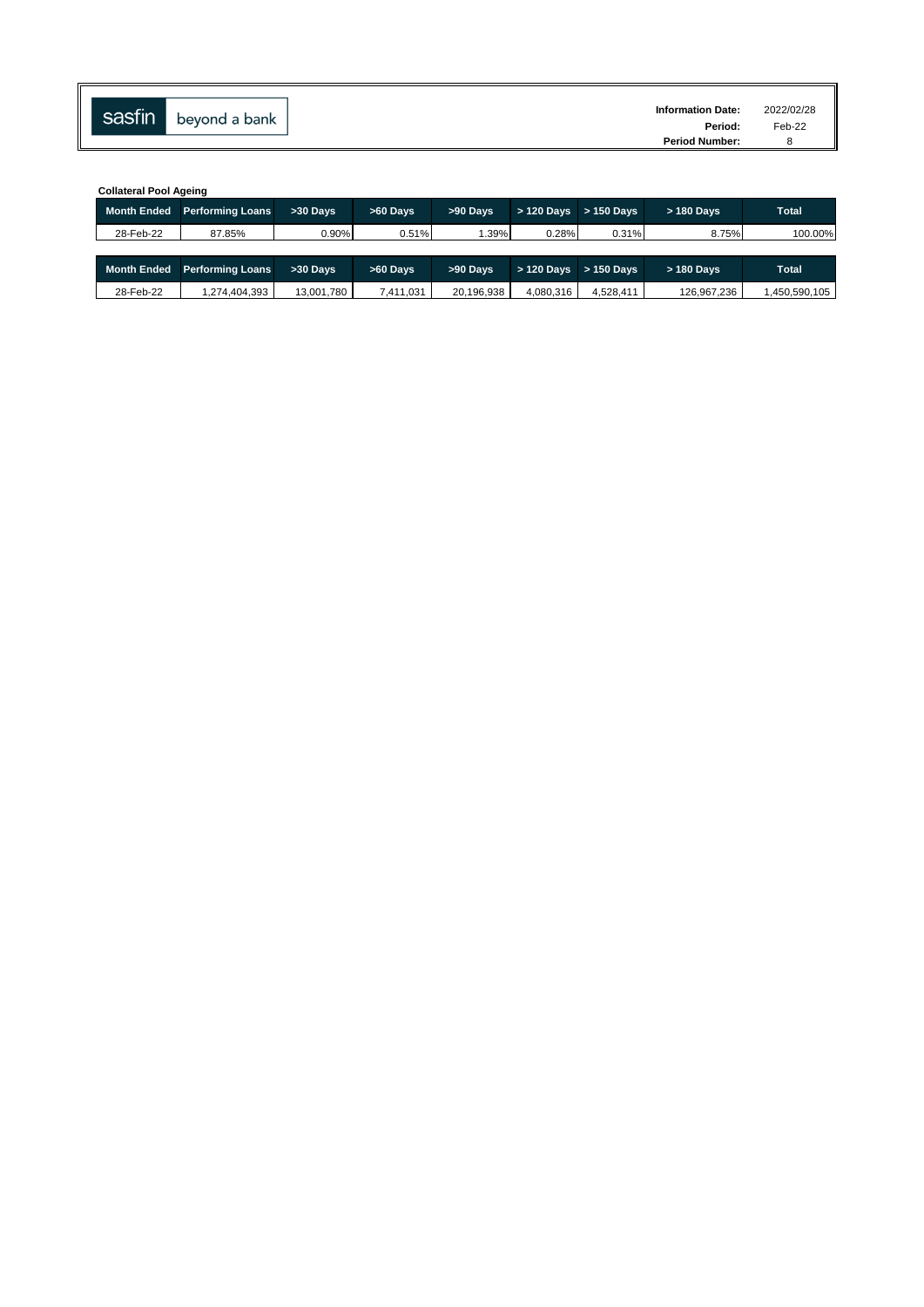sasfin beyond a bank

**Information Date:** 2022/02/28
**Period:** Feb-22
**Period Number:** 8

**Collateral Pool Ageing**

| Month Ended | Performing Loans | >30 Days | >60 Days | >90 Days | > 120 Days | > 150 Days | > 180 Days | Total |
|---|---|---|---|---|---|---|---|---|
| 28-Feb-22 | 87.85% | 0.90% | 0.51% | 1.39% | 0.28% | 0.31% | 8.75% | 100.00% |

| Month Ended | Performing Loans | >30 Days | >60 Days | >90 Days | > 120 Days | > 150 Days | > 180 Days | Total |
|---|---|---|---|---|---|---|---|---|
| 28-Feb-22 | 1,274,404,393 | 13,001,780 | 7,411,031 | 20,196,938 | 4,080,316 | 4,528,411 | 126,967,236 | 1,450,590,105 |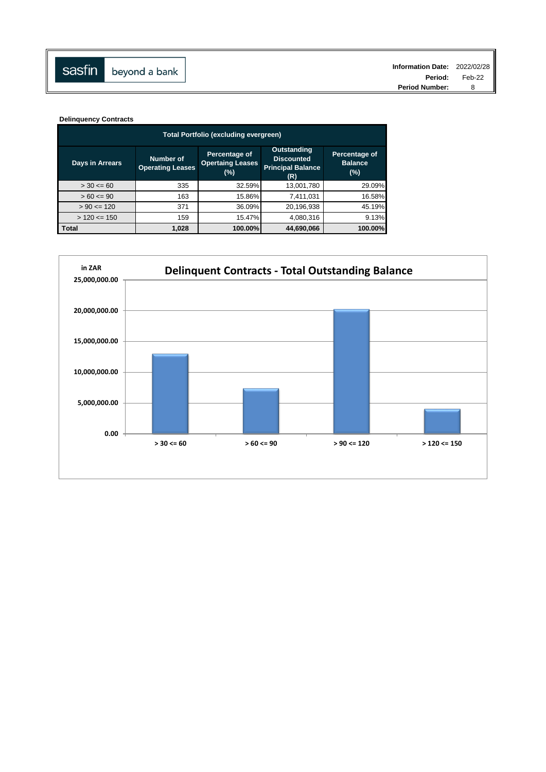sasfin beyond a bank

| Information Date: | 2022/02/28 |
| --- | --- |
| Period: | Feb-22 |
| Period Number: | 8 |

**Delinquency Contracts**

| Total Portfolio (excluding evergreen) | | | | |
| --- | --- | --- | --- | --- |
| Days in Arrears | Number of Operating Leases | Percentage of Opertaing Leases (%) | Outstanding Discounted Principal Balance (R) | Percentage of Balance (%) |
| > 30 <= 60 | 335 | 32.59% | 13,001,780 | 29.09% |
| > 60 <= 90 | 163 | 15.86% | 7,411,031 | 16.58% |
| > 90 <= 120 | 371 | 36.09% | 20,196,938 | 45.19% |
| > 120 <= 150 | 159 | 15.47% | 4,080,316 | 9.13% |
| **Total** | **1,028** | **100.00%** | **44,690,066** | **100.00%** |

**Delinquent Contracts - Total Outstanding Balance**

in ZAR

| Days in Arrears | Outstanding Balance |
| --- | --- |
| > 30 <= 60 | 13,001,780 |
| > 60 <= 90 | 7,411,031 |
| > 90 <= 120 | 20,196,938 |
| > 120 <= 150 | 4,080,316 |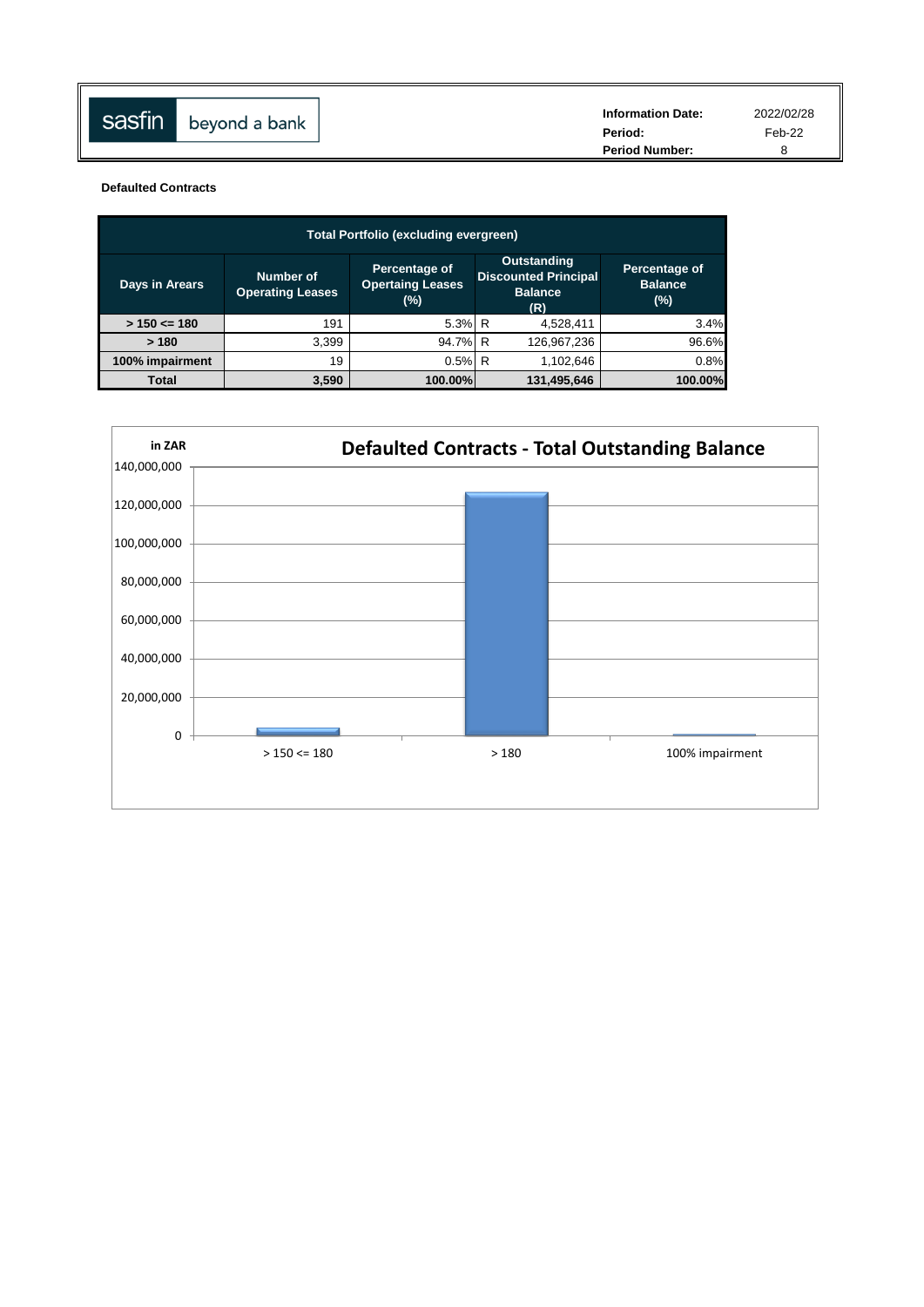sasfin beyond a bank

| | |
|---|---|
| **Information Date:** | 2022/02/28 |
| **Period:** | Feb-22 |
| **Period Number:** | 8 |

**Defaulted Contracts**

| Total Portfolio (excluding evergreen) | | | | |
|---|---|---|---|---|
| **Days in Arears** | **Number of Operating Leases** | **Percentage of Opertaing Leases (%)** | **Outstanding Discounted Principal Balance (R)** | **Percentage of Balance (%)** |
| **> 150 <= 180** | 191 | 5.3% | R 4,528,411 | 3.4% |
| **> 180** | 3,399 | 94.7% | R 126,967,236 | 96.6% |
| **100% impairment** | 19 | 0.5% | R 1,102,646 | 0.8% |
| **Total** | **3,590** | **100.00%** | **131,495,646** | **100.00%** |

**Defaulted Contracts - Total Outstanding Balance**

in ZAR

| Days in Arears | Outstanding Balance |
|---|---|
| > 150 <= 180 | 4,528,411 |
| > 180 | 126,967,236 |
| 100% impairment | 1,102,646 |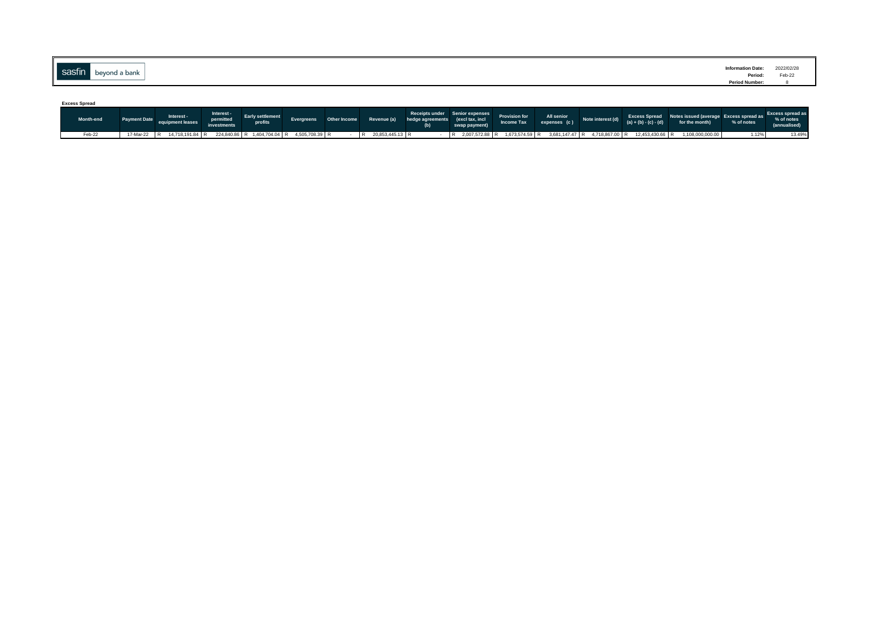sasfin beyond a bank

**Information Date:** 2022/02/28
**Period:** Feb-22
**Period Number:** 8

**Excess Spread**

| Month-end | Payment Date | Interest - equipment leases | Interest - permitted investments | Early settlement profits | Evergreens | Other Income | Revenue (a) | Receipts under hedge agreements (b) | Senior expenses (excl tax, incl swap payment) | Provision for Income Tax | All senior expenses (c) | Note interest (d) | Excess Spread (a) + (b) - (c) - (d) | Notes issued (average for the month) | Excess spread as % of notes | Excess spread as % of notes (annualised) |
|---|---|---|---|---|---|---|---|---|---|---|---|---|---|---|---|---|
| Feb-22 | 17-Mar-22 | R 14,718,191.84 | R 224,840.86 | R 1,404,704.04 | R 4,505,708.39 | R - | R 20,853,445.13 | R - | R 2,007,572.88 | R 1,673,574.59 | R 3,681,147.47 | R 4,718,867.00 | R 12,453,430.66 | R 1,108,000,000.00 | 1.12% | 13.49% |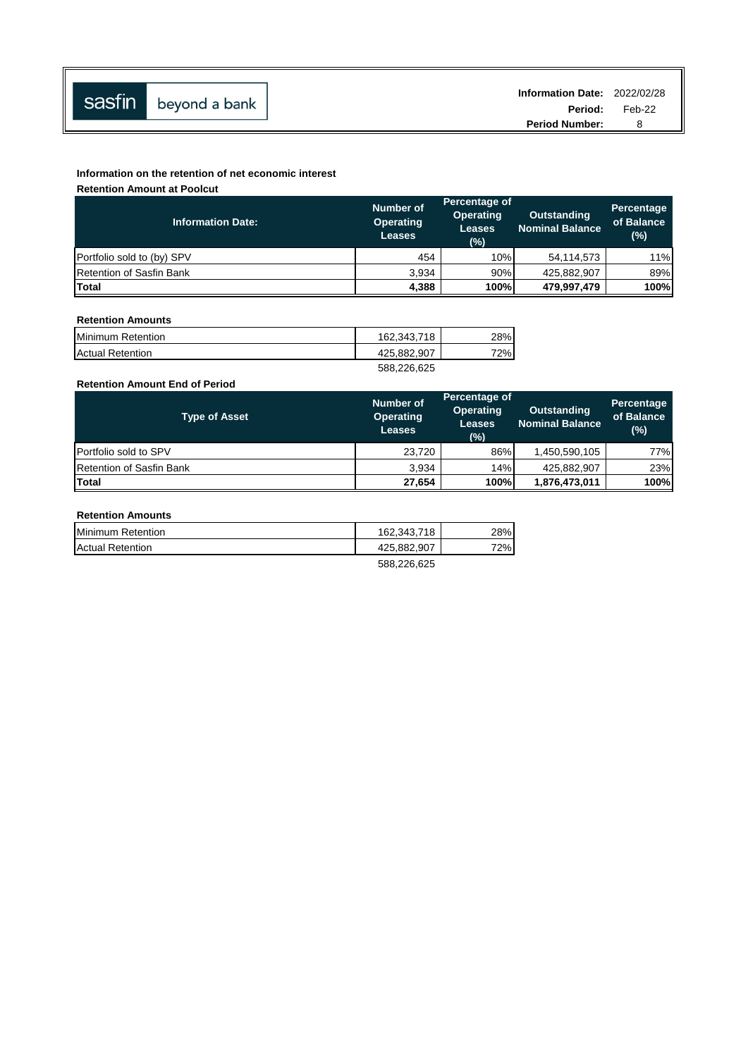sasfin beyond a bank

**Information Date:** 2022/02/28
**Period:** Feb-22
**Period Number:** 8

**Information on the retention of net economic interest**

**Retention Amount at Poolcut**

| Information Date: | Number of Operating Leases | Percentage of Operating Leases (%) | Outstanding Nominal Balance | Percentage of Balance (%) |
|---|---|---|---|---|
| Portfolio sold to (by) SPV | 454 | 10% | 54,114,573 | 11% |
| Retention of Sasfin Bank | 3,934 | 90% | 425,882,907 | 89% |
| **Total** | **4,388** | **100%** | **479,997,479** | **100%** |

**Retention Amounts**

| | | |
|---|---|---|
| Minimum Retention | 162,343,718 | 28% |
| Actual Retention | 425,882,907 | 72% |
| | 588,226,625 | |

**Retention Amount End of Period**

| Type of Asset | Number of Operating Leases | Percentage of Operating Leases (%) | Outstanding Nominal Balance | Percentage of Balance (%) |
|---|---|---|---|---|
| Portfolio sold to SPV | 23,720 | 86% | 1,450,590,105 | 77% |
| Retention of Sasfin Bank | 3,934 | 14% | 425,882,907 | 23% |
| **Total** | **27,654** | **100%** | **1,876,473,011** | **100%** |

**Retention Amounts**

| | | |
|---|---|---|
| Minimum Retention | 162,343,718 | 28% |
| Actual Retention | 425,882,907 | 72% |
| | 588,226,625 | |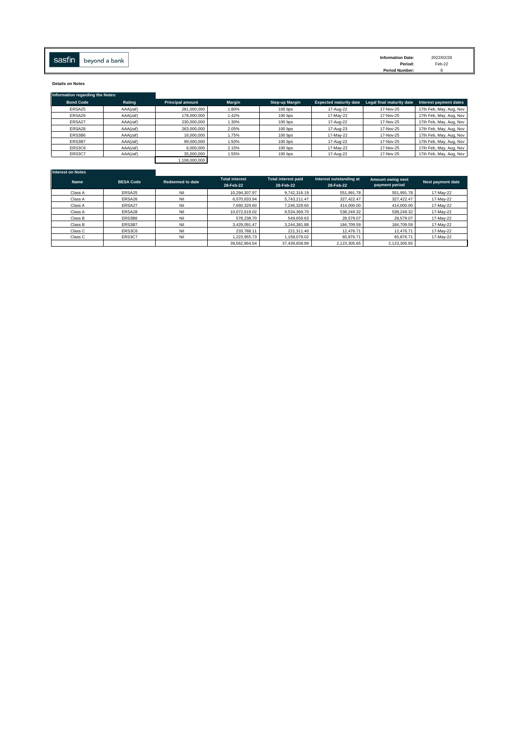sasfin beyond a bank

| | |
|---|---|
| **Information Date:** | 2022/02/28 |
| **Period:** | Feb-22 |
| **Period Number:** | 8 |

**Details on Notes**

**Information regarding the Notes:**

| Bond Code | Rating | Principal amount | Margin | Step-up Margin | Expected maturity date | Legal final maturity date | Interest payment dates |
|---|---|---|---|---|---|---|---|
| ERSA25 | AAA(zaf) | 281,000,000 | 1.80% | 100 bps | 17-Aug-22 | 17-Nov-25 | 17th Feb, May, Aug, Nov |
| ERSA26 | AAA(zaf) | 178,000,000 | 1.42% | 100 bps | 17-May-22 | 17-Nov-25 | 17th Feb, May, Aug, Nov |
| ERSA27 | AAA(zaf) | 230,000,000 | 1.30% | 100 bps | 17-Aug-22 | 17-Nov-25 | 17th Feb, May, Aug, Nov |
| ERSA28 | AAA(zaf) | 263,000,000 | 2.05% | 100 bps | 17-Aug-23 | 17-Nov-25 | 17th Feb, May, Aug, Nov |
| ERS3B6 | AAA(zaf) | 16,000,000 | 1.75% | 100 bps | 17-May-22 | 17-Nov-25 | 17th Feb, May, Aug, Nov |
| ERS3B7 | AAA(zaf) | 99,000,000 | 1.50% | 100 bps | 17-Aug-22 | 17-Nov-25 | 17th Feb, May, Aug, Nov |
| ERS3C6 | AAA(zaf) | 6,000,000 | 2.15% | 100 bps | 17-May-22 | 17-Nov-25 | 17th Feb, May, Aug, Nov |
| ERS3C7 | AAA(zaf) | 35,000,000 | 1.55% | 100 bps | 17-Aug-22 | 17-Nov-25 | 17th Feb, May, Aug, Nov |
| | | 1,108,000,000 | | | | | |

**Interest on Notes**

| Name | BESA Code | Redeemed to date | Total interest 28-Feb-22 | Total interest paid 28-Feb-22 | Interest outstanding at 28-Feb-22 | Amount owing next payment period | Next payment date |
|---|---|---|---|---|---|---|---|
| Class A | ERSA25 | Nil | 10,294,307.97 | 9,742,316.19 | 551,991.78 | 551,991.78 | 17-May-22 |
| Class A | ERSA26 | Nil | 6,070,633.94 | 5,743,211.47 | 327,422.47 | 327,422.47 | 17-May-22 |
| Class A | ERSA27 | Nil | 7,660,329.60 | 7,246,329.60 | 414,000.00 | 414,000.00 | 17-May-22 |
| Class A | ERSA28 | Nil | 10,072,619.02 | 9,534,369.70 | 538,249.32 | 538,249.32 | 17-May-22 |
| Class B | ERS3B6 | Nil | 578,238.70 | 549,659.63 | 28,579.07 | 28,579.07 | 17-May-22 |
| Class B | ERS3B7 | Nil | 3,429,091.47 | 3,244,381.88 | 184,709.59 | 184,709.59 | 17-May-22 |
| Class C | ERS3C6 | Nil | 233,788.11 | 221,311.40 | 12,476.71 | 12,476.71 | 17-May-22 |
| Class C | ERS3C7 | Nil | 1,223,955.73 | 1,158,079.02 | 65,876.71 | 65,876.71 | 17-May-22 |
| | | | 39,562,964.54 | 37,439,658.89 | 2,123,305.65 | 2,123,305.65 | |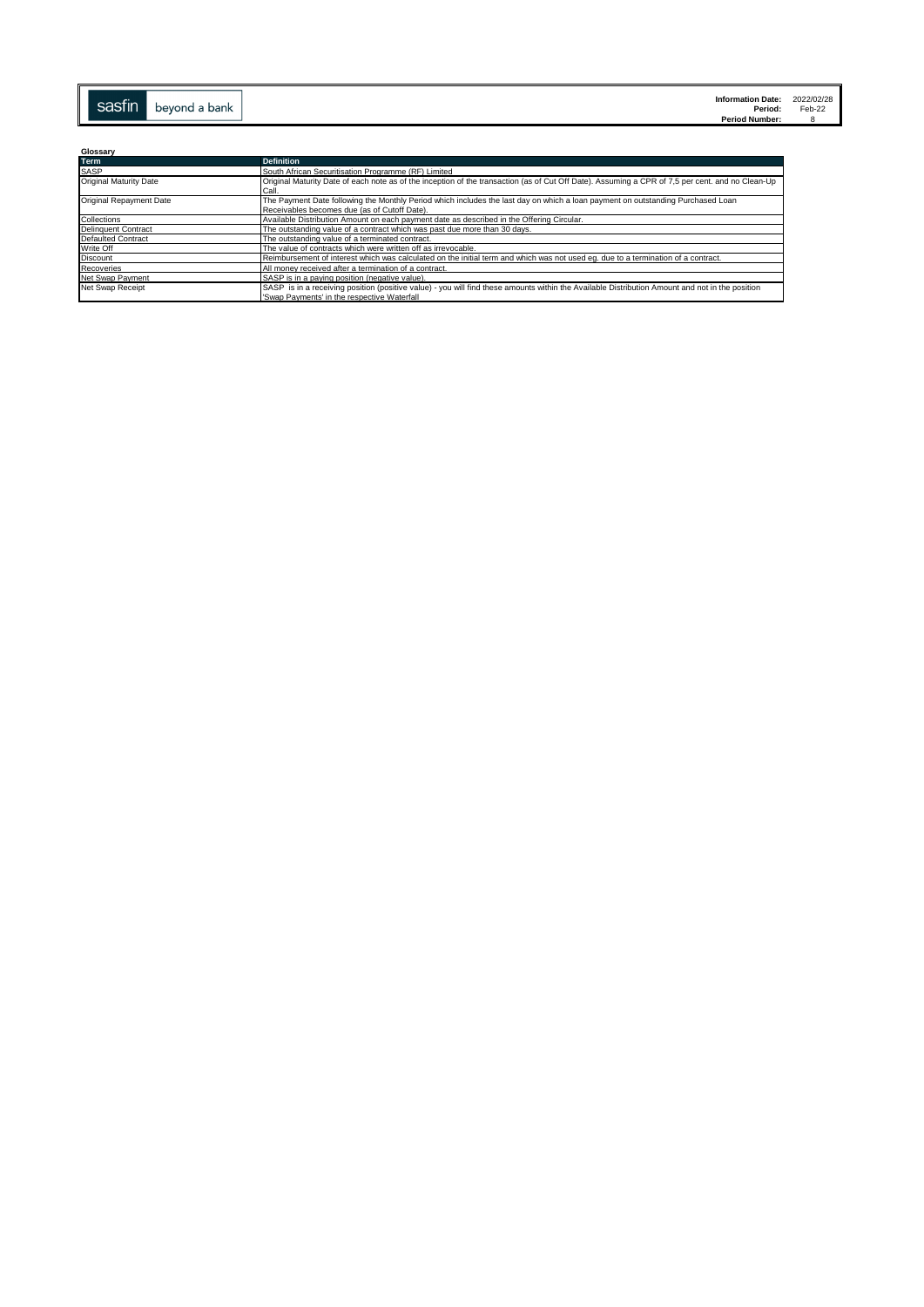**Glossary**

| Term | Definition |
|---|---|
| SASP | South African Securitisation Programme (RF) Limited |
| Original Maturity Date | Original Maturity Date of each note as of the inception of the transaction (as of Cut Off Date). Assuming a CPR of 7,5 per cent. and no Clean-Up Call. |
| Original Repayment Date | The Payment Date following the Monthly Period which includes the last day on which a loan payment on outstanding Purchased Loan Receivables becomes due (as of Cutoff Date). |
| Collections | Available Distribution Amount on each payment date as described in the Offering Circular. |
| Delinquent Contract | The outstanding value of a contract which was past due more than 30 days. |
| Defaulted Contract | The outstanding value of a terminated contract. |
| Write Off | The value of contracts which were written off as irrevocable. |
| Discount | Reimbursement of interest which was calculated on the initial term and which was not used eg. due to a termination of a contract. |
| Recoveries | All money received after a termination of a contract. |
| Net Swap Payment | SASP is in a paying position (negative value). |
| Net Swap Receipt | SASP is in a receiving position (positive value) - you will find these amounts within the Available Distribution Amount and not in the position 'Swap Payments' in the respective Waterfall |